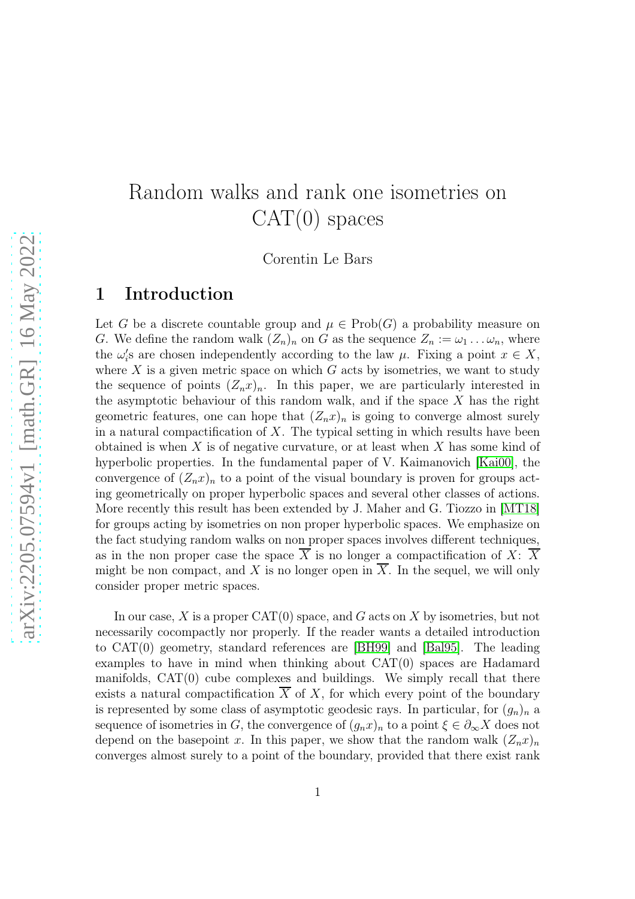# Random walks and rank one isometries on CAT(0) spaces

Corentin Le Bars

## 1 Introduction

Let $G$ be a discrete countable group and $\mu \in \text{Prob}(G)$ a probability measure on $G$. We define the random walk $(Z_n)_n$ on $G$ as the sequence $Z_n := \omega_1 \dots \omega_n$, where the $\omega_i'$s are chosen independently according to the law $\mu$. Fixing a point $x \in X$, where $X$ is a given metric space on which $G$ acts by isometries, we want to study the sequence of points $(Z_n x)_n$. In this paper, we are particularly interested in the asymptotic behaviour of this random walk, and if the space $X$ has the right geometric features, one can hope that $(Z_n x)_n$ is going to converge almost surely in a natural compactification of $X$. The typical setting in which results have been obtained is when $X$ is of negative curvature, or at least when $X$ has some kind of hyperbolic properties. In the fundamental paper of V. Kaimanovich [Kai00], the convergence of $(Z_n x)_n$ to a point of the visual boundary is proven for groups acting geometrically on proper hyperbolic spaces and several other classes of actions. More recently this result has been extended by J. Maher and G. Tiozzo in [MT18] for groups acting by isometries on non proper hyperbolic spaces. We emphasize on the fact studying random walks on non proper spaces involves different techniques, as in the non proper case the space $\overline{X}$ is no longer a compactification of $X$: $\overline{X}$ might be non compact, and $X$ is no longer open in $\overline{X}$. In the sequel, we will only consider proper metric spaces.

In our case, $X$ is a proper CAT(0) space, and $G$ acts on $X$ by isometries, but not necessarily cocompactly nor properly. If the reader wants a detailed introduction to CAT(0) geometry, standard references are [BH99] and [Bal95]. The leading examples to have in mind when thinking about CAT(0) spaces are Hadamard manifolds, CAT(0) cube complexes and buildings. We simply recall that there exists a natural compactification $\overline{X}$ of $X$, for which every point of the boundary is represented by some class of asymptotic geodesic rays. In particular, for $(g_n)_n$ a sequence of isometries in $G$, the convergence of $(g_n x)_n$ to a point $\xi \in \partial_\infty X$ does not depend on the basepoint $x$. In this paper, we show that the random walk $(Z_n x)_n$ converges almost surely to a point of the boundary, provided that there exist rank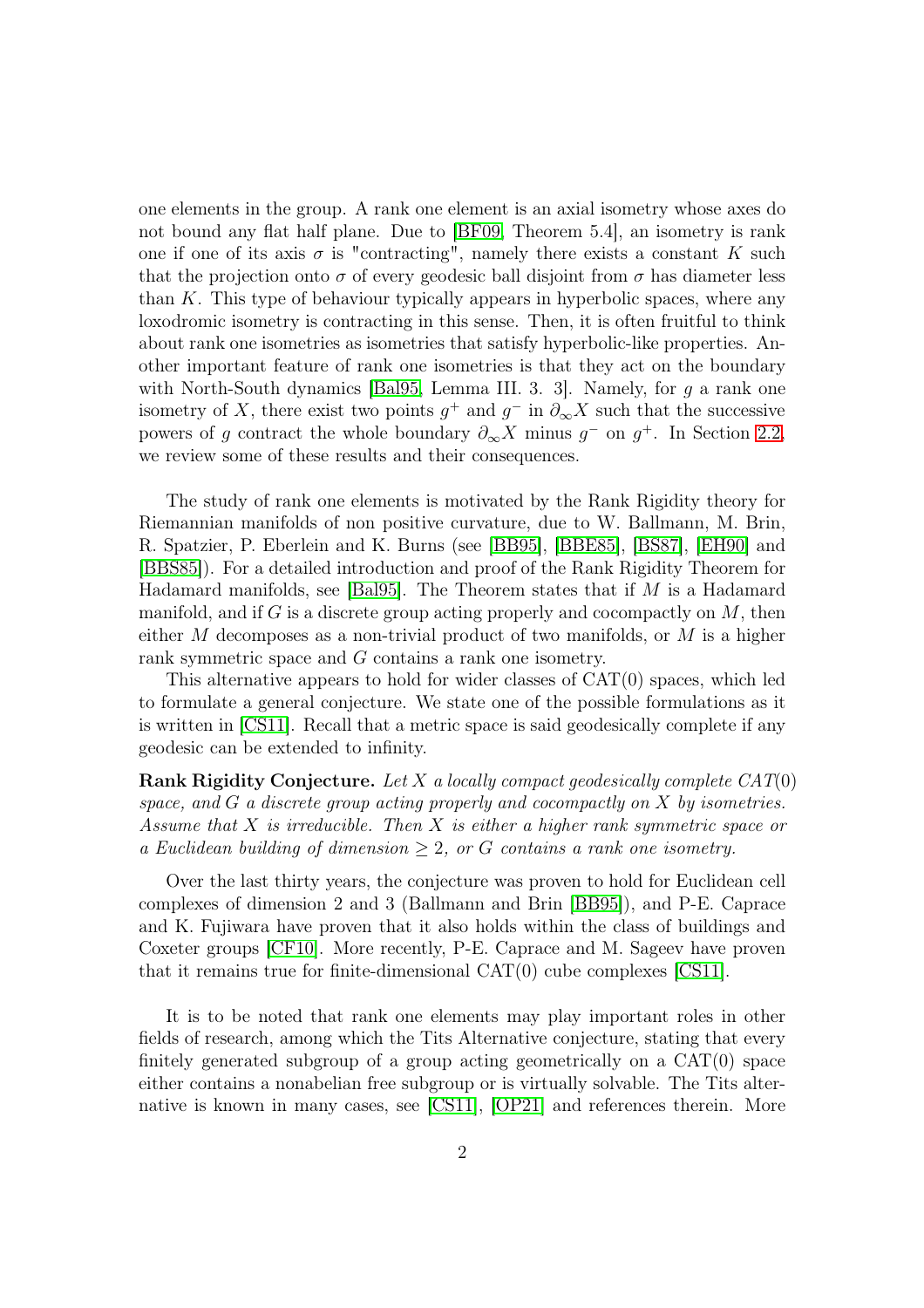one elements in the group. A rank one element is an axial isometry whose axes do not bound any flat half plane. Due to [BF09, Theorem 5.4], an isometry is rank one if one of its axis $\sigma$ is "contracting", namely there exists a constant $K$ such that the projection onto $\sigma$ of every geodesic ball disjoint from $\sigma$ has diameter less than $K$. This type of behaviour typically appears in hyperbolic spaces, where any loxodromic isometry is contracting in this sense. Then, it is often fruitful to think about rank one isometries as isometries that satisfy hyperbolic-like properties. Another important feature of rank one isometries is that they act on the boundary with North-South dynamics [Bal95, Lemma III. 3. 3]. Namely, for $g$ a rank one isometry of $X$, there exist two points $g^+$ and $g^-$ in $\partial_\infty X$ such that the successive powers of $g$ contract the whole boundary $\partial_\infty X$ minus $g^-$ on $g^+$. In Section 2.2, we review some of these results and their consequences.

The study of rank one elements is motivated by the Rank Rigidity theory for Riemannian manifolds of non positive curvature, due to W. Ballmann, M. Brin, R. Spatzier, P. Eberlein and K. Burns (see [BB95], [BBE85], [BS87], [EH90] and [BBS85]). For a detailed introduction and proof of the Rank Rigidity Theorem for Hadamard manifolds, see [Bal95]. The Theorem states that if $M$ is a Hadamard manifold, and if $G$ is a discrete group acting properly and cocompactly on $M$, then either $M$ decomposes as a non-trivial product of two manifolds, or $M$ is a higher rank symmetric space and $G$ contains a rank one isometry.

This alternative appears to hold for wider classes of CAT(0) spaces, which led to formulate a general conjecture. We state one of the possible formulations as it is written in [CS11]. Recall that a metric space is said geodesically complete if any geodesic can be extended to infinity.

**Rank Rigidity Conjecture.** *Let $X$ a locally compact geodesically complete CAT(0) space, and $G$ a discrete group acting properly and cocompactly on $X$ by isometries. Assume that $X$ is irreducible. Then $X$ is either a higher rank symmetric space or a Euclidean building of dimension $\geq 2$, or $G$ contains a rank one isometry.*

Over the last thirty years, the conjecture was proven to hold for Euclidean cell complexes of dimension 2 and 3 (Ballmann and Brin [BB95]), and P-E. Caprace and K. Fujiwara have proven that it also holds within the class of buildings and Coxeter groups [CF10]. More recently, P-E. Caprace and M. Sageev have proven that it remains true for finite-dimensional CAT(0) cube complexes [CS11].

It is to be noted that rank one elements may play important roles in other fields of research, among which the Tits Alternative conjecture, stating that every finitely generated subgroup of a group acting geometrically on a CAT(0) space either contains a nonabelian free subgroup or is virtually solvable. The Tits alternative is known in many cases, see [CS11], [OP21] and references therein. More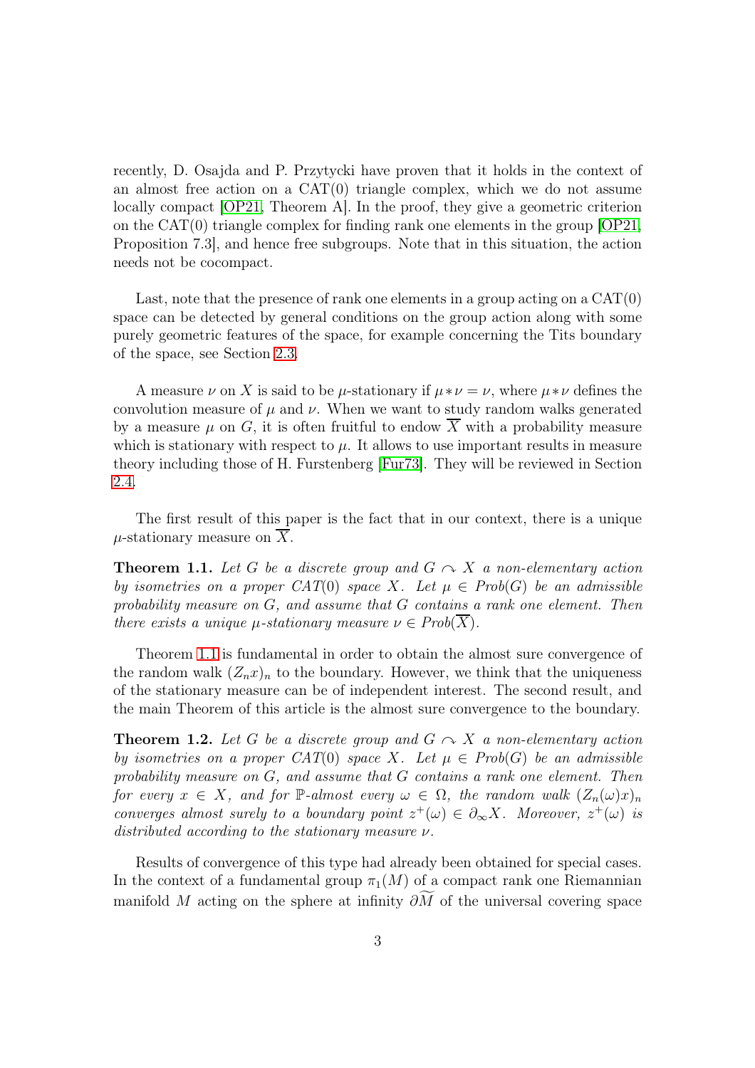recently, D. Osajda and P. Przytycki have proven that it holds in the context of an almost free action on a CAT(0) triangle complex, which we do not assume locally compact [OP21, Theorem A]. In the proof, they give a geometric criterion on the CAT(0) triangle complex for finding rank one elements in the group [OP21, Proposition 7.3], and hence free subgroups. Note that in this situation, the action needs not be cocompact.

Last, note that the presence of rank one elements in a group acting on a CAT(0) space can be detected by general conditions on the group action along with some purely geometric features of the space, for example concerning the Tits boundary of the space, see Section 2.3.

A measure $\nu$ on $X$ is said to be $\mu$-stationary if $\mu * \nu = \nu$, where $\mu * \nu$ defines the convolution measure of $\mu$ and $\nu$. When we want to study random walks generated by a measure $\mu$ on $G$, it is often fruitful to endow $\overline{X}$ with a probability measure which is stationary with respect to $\mu$. It allows to use important results in measure theory including those of H. Furstenberg [Fur73]. They will be reviewed in Section 2.4.

The first result of this paper is the fact that in our context, there is a unique $\mu$-stationary measure on $\overline{X}$.

**Theorem 1.1.** *Let $G$ be a discrete group and $G \curvearrowright X$ a non-elementary action by isometries on a proper CAT(0) space $X$. Let $\mu \in Prob(G)$ be an admissible probability measure on $G$, and assume that $G$ contains a rank one element. Then there exists a unique $\mu$-stationary measure $\nu \in Prob(\overline{X})$.*

Theorem 1.1 is fundamental in order to obtain the almost sure convergence of the random walk $(Z_n x)_n$ to the boundary. However, we think that the uniqueness of the stationary measure can be of independent interest. The second result, and the main Theorem of this article is the almost sure convergence to the boundary.

**Theorem 1.2.** *Let $G$ be a discrete group and $G \curvearrowright X$ a non-elementary action by isometries on a proper CAT(0) space $X$. Let $\mu \in Prob(G)$ be an admissible probability measure on $G$, and assume that $G$ contains a rank one element. Then for every $x \in X$, and for $\mathbb{P}$-almost every $\omega \in \Omega$, the random walk $(Z_n(\omega)x)_n$ converges almost surely to a boundary point $z^+(\omega) \in \partial_\infty X$. Moreover, $z^+(\omega)$ is distributed according to the stationary measure $\nu$.*

Results of convergence of this type had already been obtained for special cases. In the context of a fundamental group $\pi_1(M)$ of a compact rank one Riemannian manifold $M$ acting on the sphere at infinity $\partial\widetilde{M}$ of the universal covering space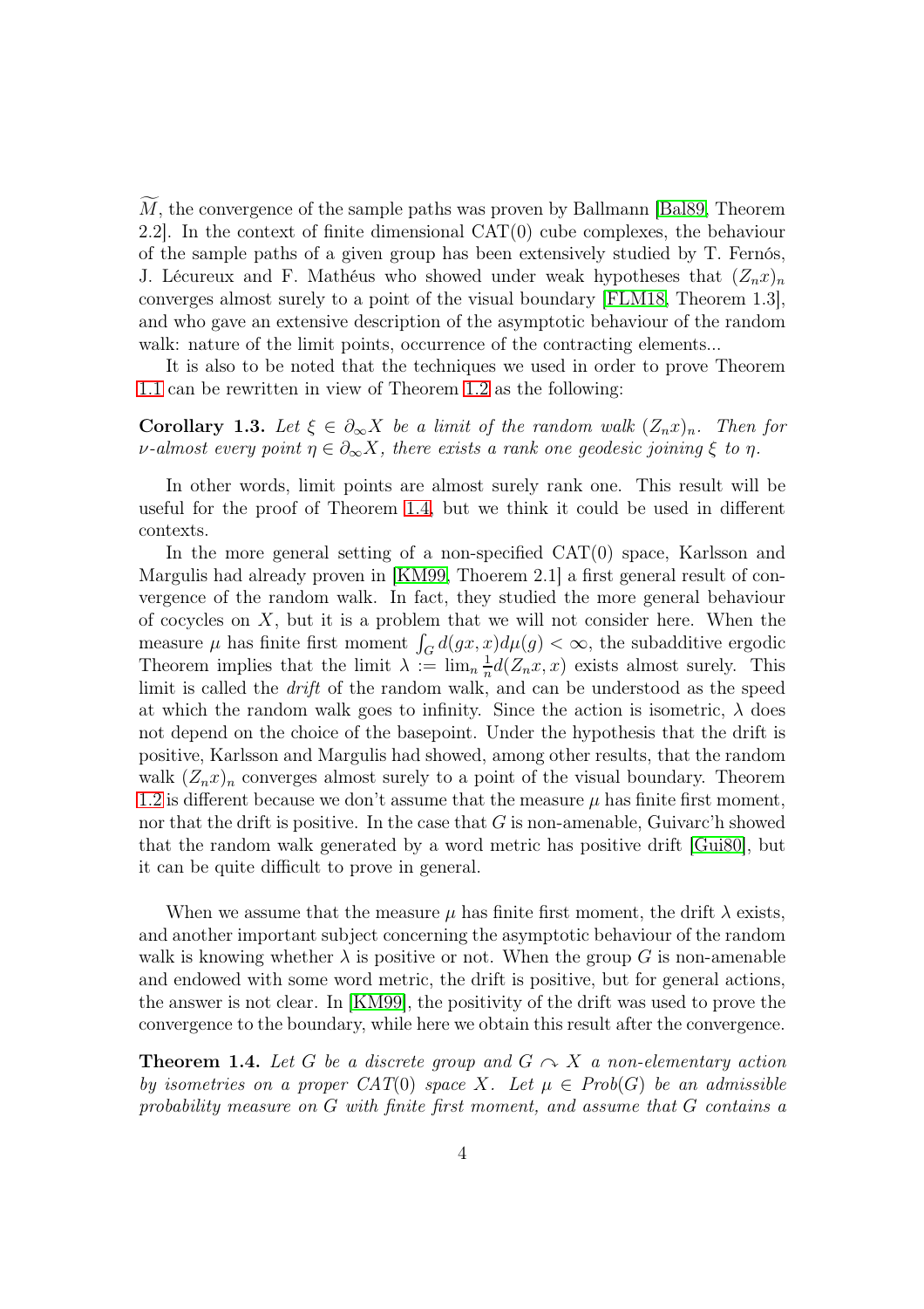$\widetilde{M}$, the convergence of the sample paths was proven by Ballmann [Bal89, Theorem 2.2]. In the context of finite dimensional CAT(0) cube complexes, the behaviour of the sample paths of a given group has been extensively studied by T. Fernós, J. Lécureux and F. Mathéus who showed under weak hypotheses that $(Z_n x)_n$ converges almost surely to a point of the visual boundary [FLM18, Theorem 1.3], and who gave an extensive description of the asymptotic behaviour of the random walk: nature of the limit points, occurrence of the contracting elements...

It is also to be noted that the techniques we used in order to prove Theorem 1.1 can be rewritten in view of Theorem 1.2 as the following:

**Corollary 1.3.** *Let $\xi \in \partial_\infty X$ be a limit of the random walk $(Z_n x)_n$. Then for $\nu$-almost every point $\eta \in \partial_\infty X$, there exists a rank one geodesic joining $\xi$ to $\eta$.*

In other words, limit points are almost surely rank one. This result will be useful for the proof of Theorem 1.4, but we think it could be used in different contexts.

In the more general setting of a non-specified CAT(0) space, Karlsson and Margulis had already proven in [KM99, Thoerem 2.1] a first general result of convergence of the random walk. In fact, they studied the more general behaviour of cocycles on $X$, but it is a problem that we will not consider here. When the measure $\mu$ has finite first moment $\int_G d(gx, x)d\mu(g) < \infty$, the subadditive ergodic Theorem implies that the limit $\lambda := \lim_n \frac{1}{n} d(Z_n x, x)$ exists almost surely. This limit is called the *drift* of the random walk, and can be understood as the speed at which the random walk goes to infinity. Since the action is isometric, $\lambda$ does not depend on the choice of the basepoint. Under the hypothesis that the drift is positive, Karlsson and Margulis had showed, among other results, that the random walk $(Z_n)_n$ converges almost surely to a point of the visual boundary. Theorem 1.2 is different because we don't assume that the measure $\mu$ has finite first moment, nor that the drift is positive. In the case that $G$ is non-amenable, Guivarc'h showed that the random walk generated by a word metric has positive drift [Gui80], but it can be quite difficult to prove in general.

When we assume that the measure $\mu$ has finite first moment, the drift $\lambda$ exists, and another important subject concerning the asymptotic behaviour of the random walk is knowing whether $\lambda$ is positive or not. When the group $G$ is non-amenable and endowed with some word metric, the drift is positive, but for general actions, the answer is not clear. In [KM99], the positivity of the drift was used to prove the convergence to the boundary, while here we obtain this result after the convergence.

**Theorem 1.4.** *Let $G$ be a discrete group and $G \curvearrowright X$ a non-elementary action by isometries on a proper CAT(0) space $X$. Let $\mu \in Prob(G)$ be an admissible probability measure on $G$ with finite first moment, and assume that $G$ contains a*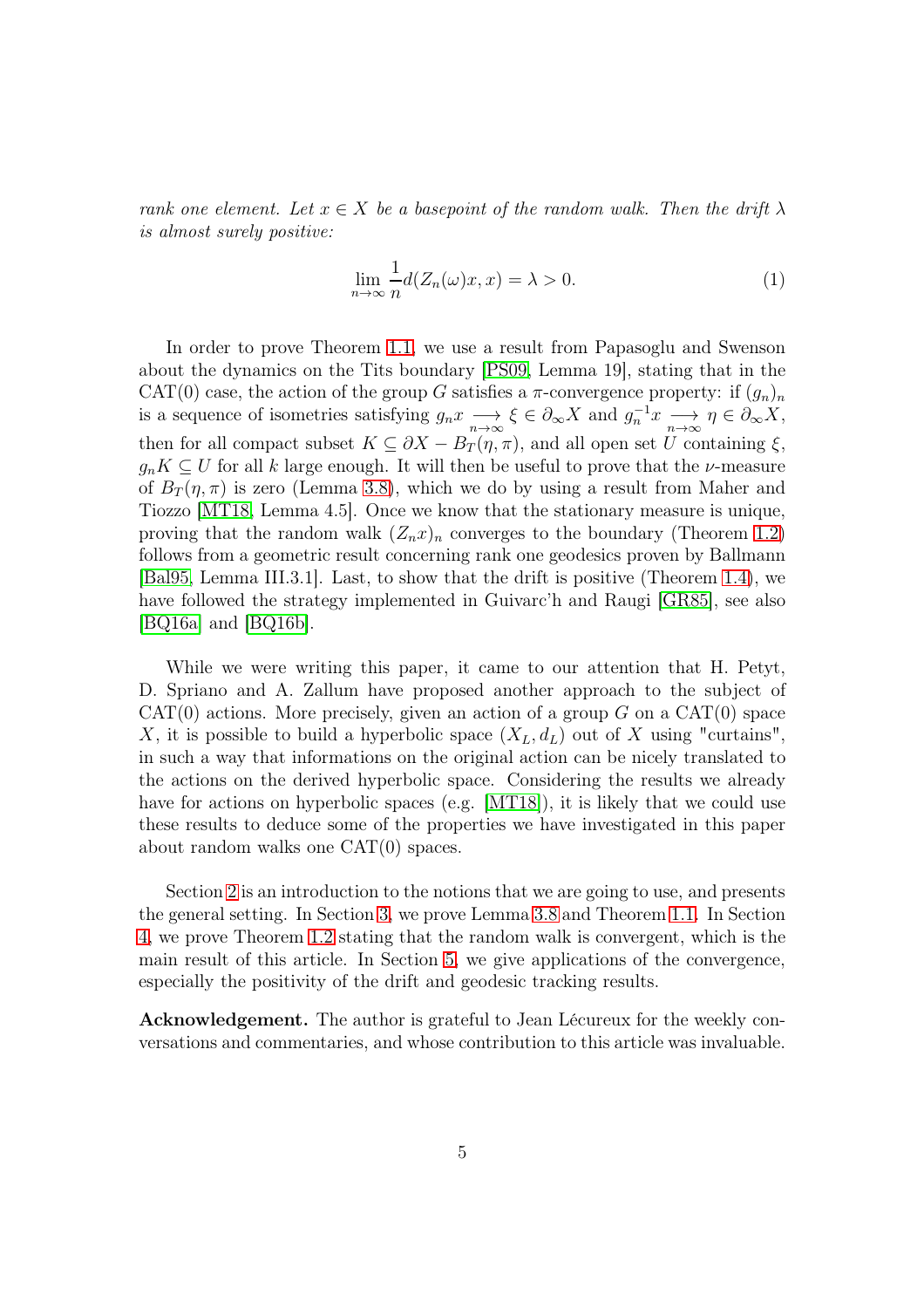*rank one element. Let $x \in X$ be a basepoint of the random walk. Then the drift $\lambda$ is almost surely positive:*

$$\lim_{n\to\infty} \frac{1}{n} d(Z_n(\omega)x, x) = \lambda > 0. \tag{1}$$

In order to prove Theorem 1.1, we use a result from Papasoglu and Swenson about the dynamics on the Tits boundary [PS09, Lemma 19], stating that in the CAT(0) case, the action of the group $G$ satisfies a $\pi$-convergence property: if $(g_n)_n$ is a sequence of isometries satisfying $g_n x \underset{n\to\infty}{\longrightarrow} \xi \in \partial_\infty X$ and $g_n^{-1} x \underset{n\to\infty}{\longrightarrow} \eta \in \partial_\infty X$, then for all compact subset $K \subseteq \partial X - B_T(\eta, \pi)$, and all open set $U$ containing $\xi$, $g_n K \subseteq U$ for all $k$ large enough. It will then be useful to prove that the $\nu$-measure of $B_T(\eta, \pi)$ is zero (Lemma 3.8), which we do by using a result from Maher and Tiozzo [MT18, Lemma 4.5]. Once we know that the stationary measure is unique, proving that the random walk $(Z_n x)_n$ converges to the boundary (Theorem 1.2) follows from a geometric result concerning rank one geodesics proven by Ballmann [Bal95, Lemma III.3.1]. Last, to show that the drift is positive (Theorem 1.4), we have followed the strategy implemented in Guivarc'h and Raugi [GR85], see also [BQ16a] and [BQ16b].

While we were writing this paper, it came to our attention that H. Petyt, D. Spriano and A. Zallum have proposed another approach to the subject of CAT(0) actions. More precisely, given an action of a group $G$ on a CAT(0) space $X$, it is possible to build a hyperbolic space $(X_L, d_L)$ out of $X$ using "curtains", in such a way that informations on the original action can be nicely translated to the actions on the derived hyperbolic space. Considering the results we already have for actions on hyperbolic spaces (e.g. [MT18]), it is likely that we could use these results to deduce some of the properties we have investigated in this paper about random walks one CAT(0) spaces.

Section 2 is an introduction to the notions that we are going to use, and presents the general setting. In Section 3, we prove Lemma 3.8 and Theorem 1.1. In Section 4, we prove Theorem 1.2 stating that the random walk is convergent, which is the main result of this article. In Section 5, we give applications of the convergence, especially the positivity of the drift and geodesic tracking results.

**Acknowledgement.** The author is grateful to Jean Lécureux for the weekly conversations and commentaries, and whose contribution to this article was invaluable.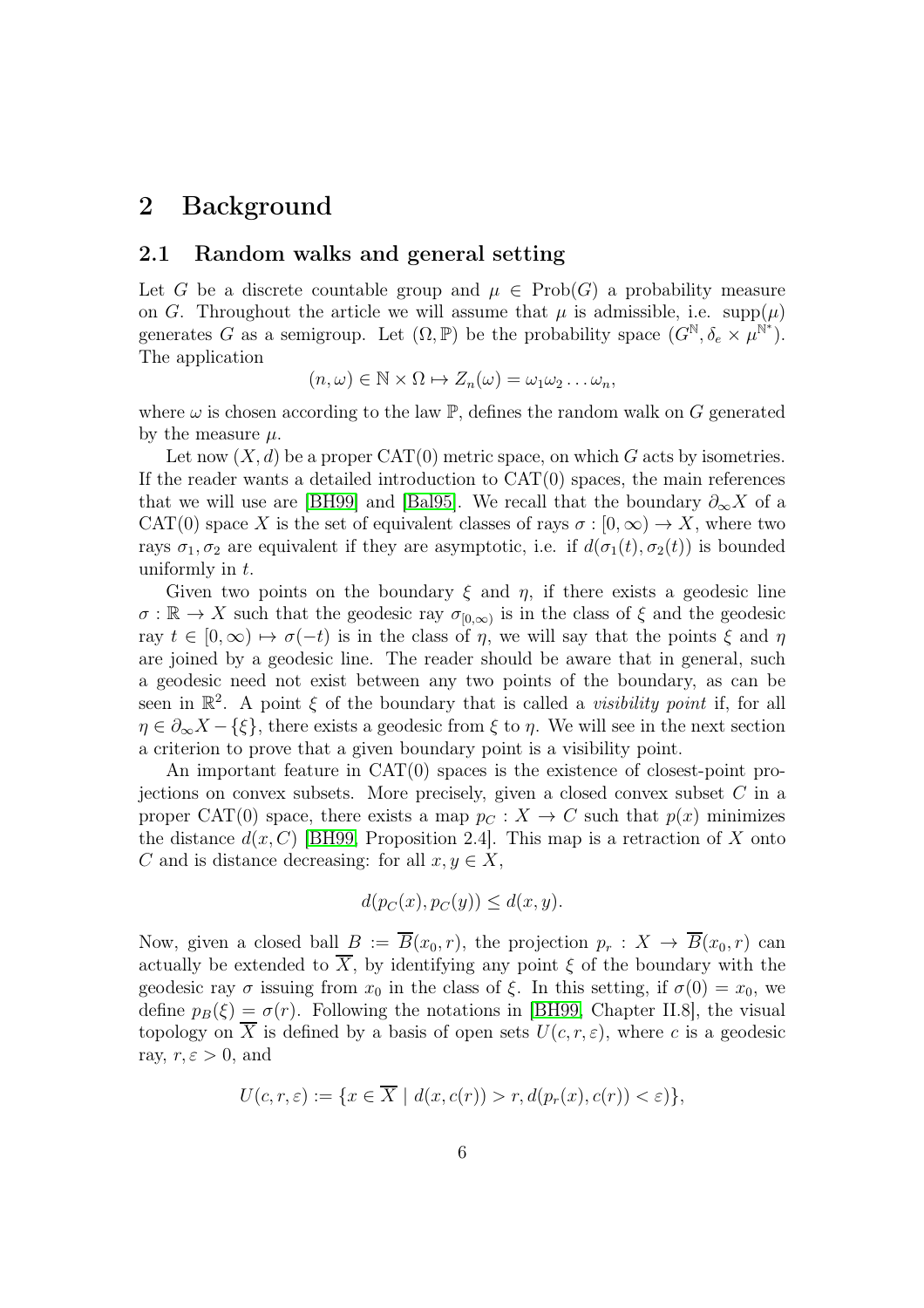# 2 Background

## 2.1 Random walks and general setting

Let $G$ be a discrete countable group and $\mu \in \text{Prob}(G)$ a probability measure on $G$. Throughout the article we will assume that $\mu$ is admissible, i.e. $\text{supp}(\mu)$ generates $G$ as a semigroup. Let $(\Omega, \mathbb{P})$ be the probability space $(G^{\mathbb{N}}, \delta_e \times \mu^{\mathbb{N}^*})$. The application

$$(n, \omega) \in \mathbb{N} \times \Omega \mapsto Z_n(\omega) = \omega_1 \omega_2 \dots \omega_n,$$

where $\omega$ is chosen according to the law $\mathbb{P}$, defines the random walk on $G$ generated by the measure $\mu$.

Let now $(X, d)$ be a proper CAT(0) metric space, on which $G$ acts by isometries. If the reader wants a detailed introduction to CAT(0) spaces, the main references that we will use are [BH99] and [Bal95]. We recall that the boundary $\partial_\infty X$ of a CAT(0) space $X$ is the set of equivalent classes of rays $\sigma : [0, \infty) \to X$, where two rays $\sigma_1, \sigma_2$ are equivalent if they are asymptotic, i.e. if $d(\sigma_1(t), \sigma_2(t))$ is bounded uniformly in $t$.

Given two points on the boundary $\xi$ and $\eta$, if there exists a geodesic line $\sigma : \mathbb{R} \to X$ such that the geodesic ray $\sigma_{[0,\infty)}$ is in the class of $\xi$ and the geodesic ray $t \in [0, \infty) \mapsto \sigma(-t)$ is in the class of $\eta$, we will say that the points $\xi$ and $\eta$ are joined by a geodesic line. The reader should be aware that in general, such a geodesic need not exist between any two points of the boundary, as can be seen in $\mathbb{R}^2$. A point $\xi$ of the boundary that is called a *visibility point* if, for all $\eta \in \partial_\infty X - \{\xi\}$, there exists a geodesic from $\xi$ to $\eta$. We will see in the next section a criterion to prove that a given boundary point is a visibility point.

An important feature in CAT(0) spaces is the existence of closest-point projections on convex subsets. More precisely, given a closed convex subset $C$ in a proper CAT(0) space, there exists a map $p_C : X \to C$ such that $p(x)$ minimizes the distance $d(x, C)$ [BH99, Proposition 2.4]. This map is a retraction of $X$ onto $C$ and is distance decreasing: for all $x, y \in X$,

$$d(p_C(x), p_C(y)) \leq d(x, y).$$

Now, given a closed ball $B := \overline{B}(x_0, r)$, the projection $p_r : X \to \overline{B}(x_0, r)$ can actually be extended to $\overline{X}$, by identifying any point $\xi$ of the boundary with the geodesic ray $\sigma$ issuing from $x_0$ in the class of $\xi$. In this setting, if $\sigma(0) = x_0$, we define $p_B(\xi) = \sigma(r)$. Following the notations in [BH99, Chapter II.8], the visual topology on $\overline{X}$ is defined by a basis of open sets $U(c, r, \varepsilon)$, where $c$ is a geodesic ray, $r, \varepsilon > 0$, and

$$U(c, r, \varepsilon) := \{x \in \overline{X} \mid d(x, c(r)) > r, d(p_r(x), c(r)) < \varepsilon)\},$$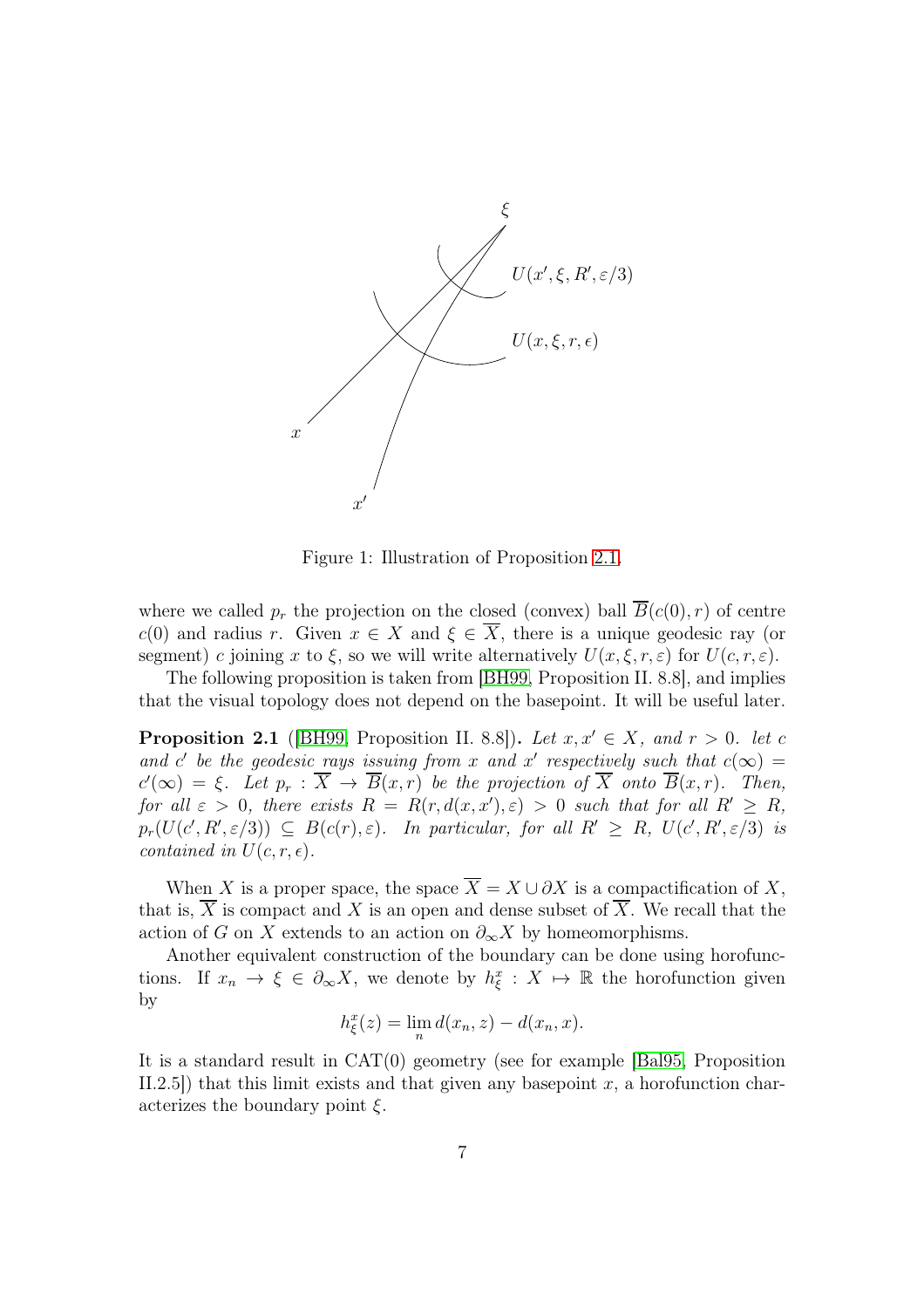Figure 1: Illustration of Proposition 2.1.

where we called $p_r$ the projection on the closed (convex) ball $\overline{B}(c(0), r)$ of centre $c(0)$ and radius $r$. Given $x \in X$ and $\xi \in \overline{X}$, there is a unique geodesic ray (or segment) $c$ joining $x$ to $\xi$, so we will write alternatively $U(x, \xi, r, \varepsilon)$ for $U(c, r, \varepsilon)$.

The following proposition is taken from [BH99, Proposition II. 8.8], and implies that the visual topology does not depend on the basepoint. It will be useful later.

**Proposition 2.1** ([BH99, Proposition II. 8.8]). *Let $x, x' \in X$, and $r > 0$. let $c$ and $c'$ be the geodesic rays issuing from $x$ and $x'$ respectively such that $c(\infty) = c'(\infty) = \xi$. Let $p_r : \overline{X} \to \overline{B}(x, r)$ be the projection of $\overline{X}$ onto $\overline{B}(x, r)$. Then, for all $\varepsilon > 0$, there exists $R = R(r, d(x, x'), \varepsilon) > 0$ such that for all $R' \geq R$, $p_r(U(c', R', \varepsilon/3)) \subseteq B(c(r), \varepsilon)$. In particular, for all $R' \geq R$, $U(c', R', \varepsilon/3)$ is contained in $U(c, r, \epsilon)$.*

When $X$ is a proper space, the space $\overline{X} = X \cup \partial X$ is a compactification of $X$, that is, $\overline{X}$ is compact and $X$ is an open and dense subset of $\overline{X}$. We recall that the action of $G$ on $X$ extends to an action on $\partial_\infty X$ by homeomorphisms.

Another equivalent construction of the boundary can be done using horofunctions. If $x_n \to \xi \in \partial_\infty X$, we denote by $h^x_\xi : X \mapsto \mathbb{R}$ the horofunction given by

$$h^x_\xi(z) = \lim_n d(x_n, z) - d(x_n, x).$$

It is a standard result in CAT(0) geometry (see for example [Bal95, Proposition II.2.5]) that this limit exists and that given any basepoint $x$, a horofunction characterizes the boundary point $\xi$.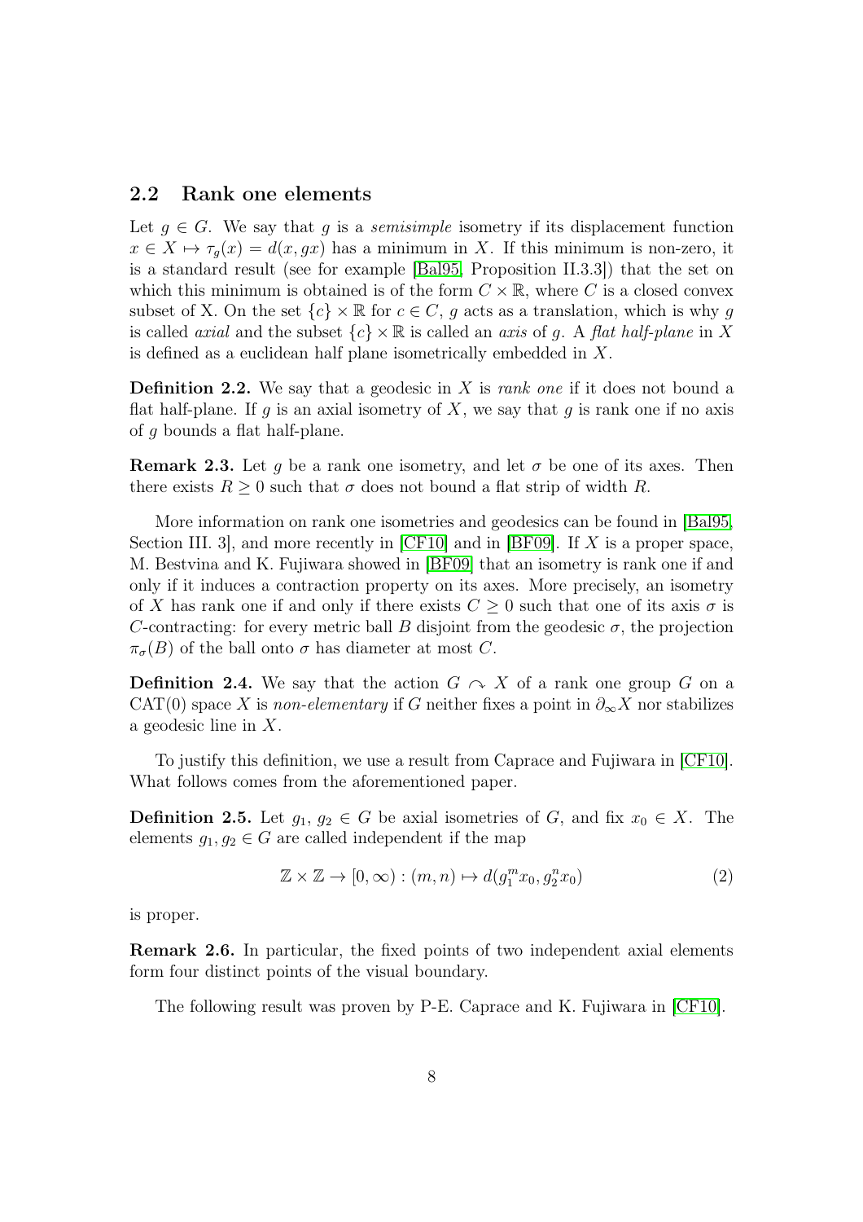## 2.2 Rank one elements

Let $g \in G$. We say that $g$ is a *semisimple* isometry if its displacement function $x \in X \mapsto \tau_g(x) = d(x, gx)$ has a minimum in $X$. If this minimum is non-zero, it is a standard result (see for example [Bal95, Proposition II.3.3]) that the set on which this minimum is obtained is of the form $C \times \mathbb{R}$, where $C$ is a closed convex subset of X. On the set $\{c\} \times \mathbb{R}$ for $c \in C$, $g$ acts as a translation, which is why $g$ is called *axial* and the subset $\{c\} \times \mathbb{R}$ is called an *axis* of $g$. A *flat half-plane* in $X$ is defined as a euclidean half plane isometrically embedded in $X$.

**Definition 2.2.** We say that a geodesic in $X$ is *rank one* if it does not bound a flat half-plane. If $g$ is an axial isometry of $X$, we say that $g$ is rank one if no axis of $g$ bounds a flat half-plane.

**Remark 2.3.** Let $g$ be a rank one isometry, and let $\sigma$ be one of its axes. Then there exists $R \geq 0$ such that $\sigma$ does not bound a flat strip of width $R$.

More information on rank one isometries and geodesics can be found in [Bal95, Section III. 3], and more recently in [CF10] and in [BF09]. If $X$ is a proper space, M. Bestvina and K. Fujiwara showed in [BF09] that an isometry is rank one if and only if it induces a contraction property on its axes. More precisely, an isometry of $X$ has rank one if and only if there exists $C \geq 0$ such that one of its axis $\sigma$ is $C$-contracting: for every metric ball $B$ disjoint from the geodesic $\sigma$, the projection $\pi_\sigma(B)$ of the ball onto $\sigma$ has diameter at most $C$.

**Definition 2.4.** We say that the action $G \curvearrowright X$ of a rank one group $G$ on a CAT(0) space $X$ is *non-elementary* if $G$ neither fixes a point in $\partial_\infty X$ nor stabilizes a geodesic line in $X$.

To justify this definition, we use a result from Caprace and Fujiwara in [CF10]. What follows comes from the aforementioned paper.

**Definition 2.5.** Let $g_1, g_2 \in G$ be axial isometries of $G$, and fix $x_0 \in X$. The elements $g_1, g_2 \in G$ are called independent if the map

$$\mathbb{Z} \times \mathbb{Z} \to [0, \infty) : (m, n) \mapsto d(g_1^m x_0, g_2^n x_0) \tag{2}$$

is proper.

**Remark 2.6.** In particular, the fixed points of two independent axial elements form four distinct points of the visual boundary.

The following result was proven by P-E. Caprace and K. Fujiwara in [CF10].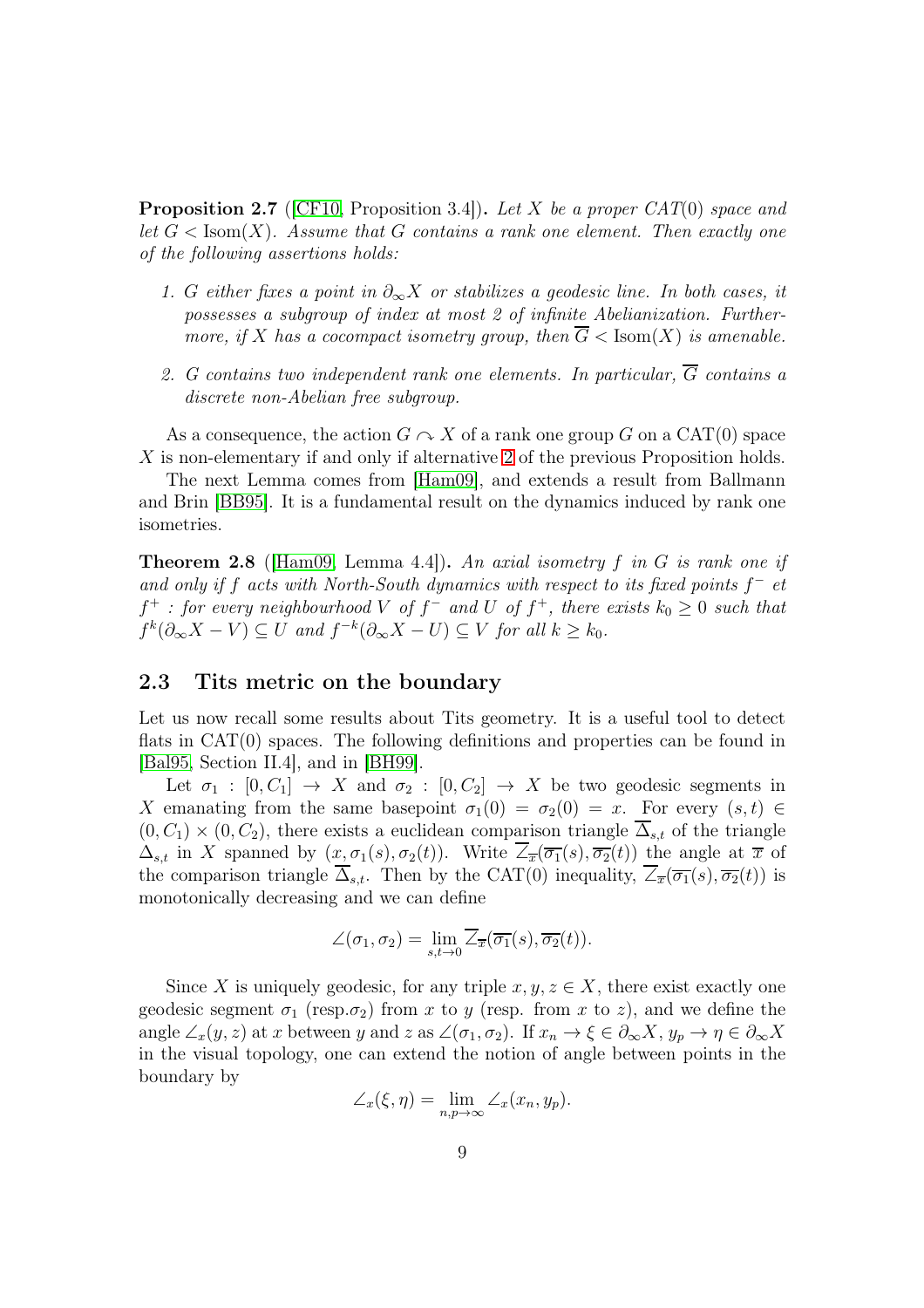**Proposition 2.7** ([CF10, Proposition 3.4]). *Let $X$ be a proper $CAT(0)$ space and let $G < \mathrm{Isom}(X)$. Assume that $G$ contains a rank one element. Then exactly one of the following assertions holds:*

1. *$G$ either fixes a point in $\partial_\infty X$ or stabilizes a geodesic line. In both cases, it possesses a subgroup of index at most 2 of infinite Abelianization. Furthermore, if $X$ has a cocompact isometry group, then $\overline{G} < \mathrm{Isom}(X)$ is amenable.*
2. *$G$ contains two independent rank one elements. In particular, $\overline{G}$ contains a discrete non-Abelian free subgroup.*

As a consequence, the action $G \curvearrowright X$ of a rank one group $G$ on a CAT(0) space $X$ is non-elementary if and only if alternative 2 of the previous Proposition holds.

The next Lemma comes from [Ham09], and extends a result from Ballmann and Brin [BB95]. It is a fundamental result on the dynamics induced by rank one isometries.

**Theorem 2.8** ([Ham09, Lemma 4.4]). *An axial isometry $f$ in $G$ is rank one if and only if $f$ acts with North-South dynamics with respect to its fixed points $f^-$ et $f^+$ : for every neighbourhood $V$ of $f^-$ and $U$ of $f^+$, there exists $k_0 \geq 0$ such that $f^k(\partial_\infty X - V) \subseteq U$ and $f^{-k}(\partial_\infty X - U) \subseteq V$ for all $k \geq k_0$.*

## 2.3 Tits metric on the boundary

Let us now recall some results about Tits geometry. It is a useful tool to detect flats in CAT(0) spaces. The following definitions and properties can be found in [Bal95, Section II.4], and in [BH99].

Let $\sigma_1 : [0, C_1] \to X$ and $\sigma_2 : [0, C_2] \to X$ be two geodesic segments in $X$ emanating from the same basepoint $\sigma_1(0) = \sigma_2(0) = x$. For every $(s,t) \in (0, C_1) \times (0, C_2)$, there exists a euclidean comparison triangle $\overline{\Delta}_{s,t}$ of the triangle $\Delta_{s,t}$ in $X$ spanned by $(x, \sigma_1(s), \sigma_2(t))$. Write $\overline{\angle}_{\overline{x}}(\overline{\sigma_1}(s), \overline{\sigma_2}(t))$ the angle at $\overline{x}$ of the comparison triangle $\overline{\Delta}_{s,t}$. Then by the CAT(0) inequality, $\overline{\angle}_{\overline{x}}(\overline{\sigma_1}(s), \overline{\sigma_2}(t))$ is monotonically decreasing and we can define

$$\angle(\sigma_1, \sigma_2) = \lim_{s,t \to 0} \overline{\angle}_{\overline{x}}(\overline{\sigma_1}(s), \overline{\sigma_2}(t)).$$

Since $X$ is uniquely geodesic, for any triple $x, y, z \in X$, there exist exactly one geodesic segment $\sigma_1$ (resp.$\sigma_2$) from $x$ to $y$ (resp. from $x$ to $z$), and we define the angle $\angle_x(y,z)$ at $x$ between $y$ and $z$ as $\angle(\sigma_1, \sigma_2)$. If $x_n \to \xi \in \partial_\infty X$, $y_p \to \eta \in \partial_\infty X$ in the visual topology, one can extend the notion of angle between points in the boundary by

$$\angle_x(\xi, \eta) = \lim_{n,p \to \infty} \angle_x(x_n, y_p).$$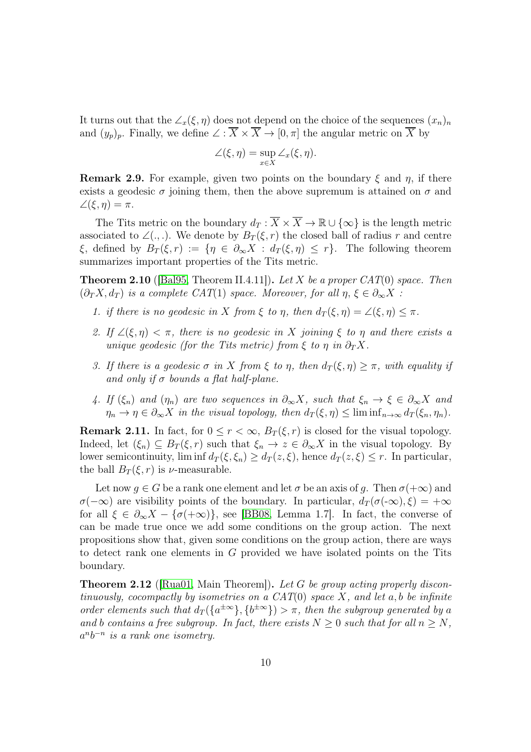It turns out that the $\angle_x(\xi, \eta)$ does not depend on the choice of the sequences $(x_n)_n$ and $(y_p)_p$. Finally, we define $\angle : \overline{X} \times \overline{X} \to [0, \pi]$ the angular metric on $\overline{X}$ by

$$\angle(\xi, \eta) = \sup_{x \in X} \angle_x(\xi, \eta).$$

**Remark 2.9.** For example, given two points on the boundary $\xi$ and $\eta$, if there exists a geodesic $\sigma$ joining them, then the above supremum is attained on $\sigma$ and $\angle(\xi, \eta) = \pi$.

The Tits metric on the boundary $d_T : \overline{X} \times \overline{X} \to \mathbb{R} \cup \{\infty\}$ is the length metric associated to $\angle(.,.)$. We denote by $B_T(\xi, r)$ the closed ball of radius $r$ and centre $\xi$, defined by $B_T(\xi, r) := \{\eta \in \partial_\infty X : d_T(\xi, \eta) \leq r\}$. The following theorem summarizes important properties of the Tits metric.

**Theorem 2.10** ([Bal95, Theorem II.4.11])**.** *Let $X$ be a proper CAT(0) space. Then $(\partial_T X, d_T)$ is a complete CAT(1) space. Moreover, for all $\eta, \xi \in \partial_\infty X$ :*

1. *if there is no geodesic in $X$ from $\xi$ to $\eta$, then $d_T(\xi, \eta) = \angle(\xi, \eta) \leq \pi$.*
2. *If $\angle(\xi, \eta) < \pi$, there is no geodesic in $X$ joining $\xi$ to $\eta$ and there exists a unique geodesic (for the Tits metric) from $\xi$ to $\eta$ in $\partial_T X$.*
3. *If there is a geodesic $\sigma$ in $X$ from $\xi$ to $\eta$, then $d_T(\xi, \eta) \geq \pi$, with equality if and only if $\sigma$ bounds a flat half-plane.*
4. *If $(\xi_n)$ and $(\eta_n)$ are two sequences in $\partial_\infty X$, such that $\xi_n \to \xi \in \partial_\infty X$ and $\eta_n \to \eta \in \partial_\infty X$ in the visual topology, then $d_T(\xi, \eta) \leq \liminf_{n \to \infty} d_T(\xi_n, \eta_n)$.*

**Remark 2.11.** In fact, for $0 \leq r < \infty$, $B_T(\xi, r)$ is closed for the visual topology. Indeed, let $(\xi_n) \subseteq B_T(\xi, r)$ such that $\xi_n \to z \in \partial_\infty X$ in the visual topology. By lower semicontinuity, $\liminf d_T(\xi, \xi_n) \geq d_T(z, \xi)$, hence $d_T(z, \xi) \leq r$. In particular, the ball $B_T(\xi, r)$ is $\nu$-measurable.

Let now $g \in G$ be a rank one element and let $\sigma$ be an axis of $g$. Then $\sigma(+\infty)$ and $\sigma(-\infty)$ are visibility points of the boundary. In particular, $d_T(\sigma(\text{-}\infty), \xi) = +\infty$ for all $\xi \in \partial_\infty X - \{\sigma(+\infty)\}$, see [BB08, Lemma 1.7]. In fact, the converse of can be made true once we add some conditions on the group action. The next propositions show that, given some conditions on the group action, there are ways to detect rank one elements in $G$ provided we have isolated points on the Tits boundary.

**Theorem 2.12** ([Rua01, Main Theorem])**.** *Let $G$ be group acting properly discontinuously, cocompactly by isometries on a CAT(0) space $X$, and let $a, b$ be infinite order elements such that $d_T(\{a^{\pm\infty}\}, \{b^{\pm\infty}\}) > \pi$, then the subgroup generated by $a$ and $b$ contains a free subgroup. In fact, there exists $N \geq 0$ such that for all $n \geq N$, $a^n b^{-n}$ is a rank one isometry.*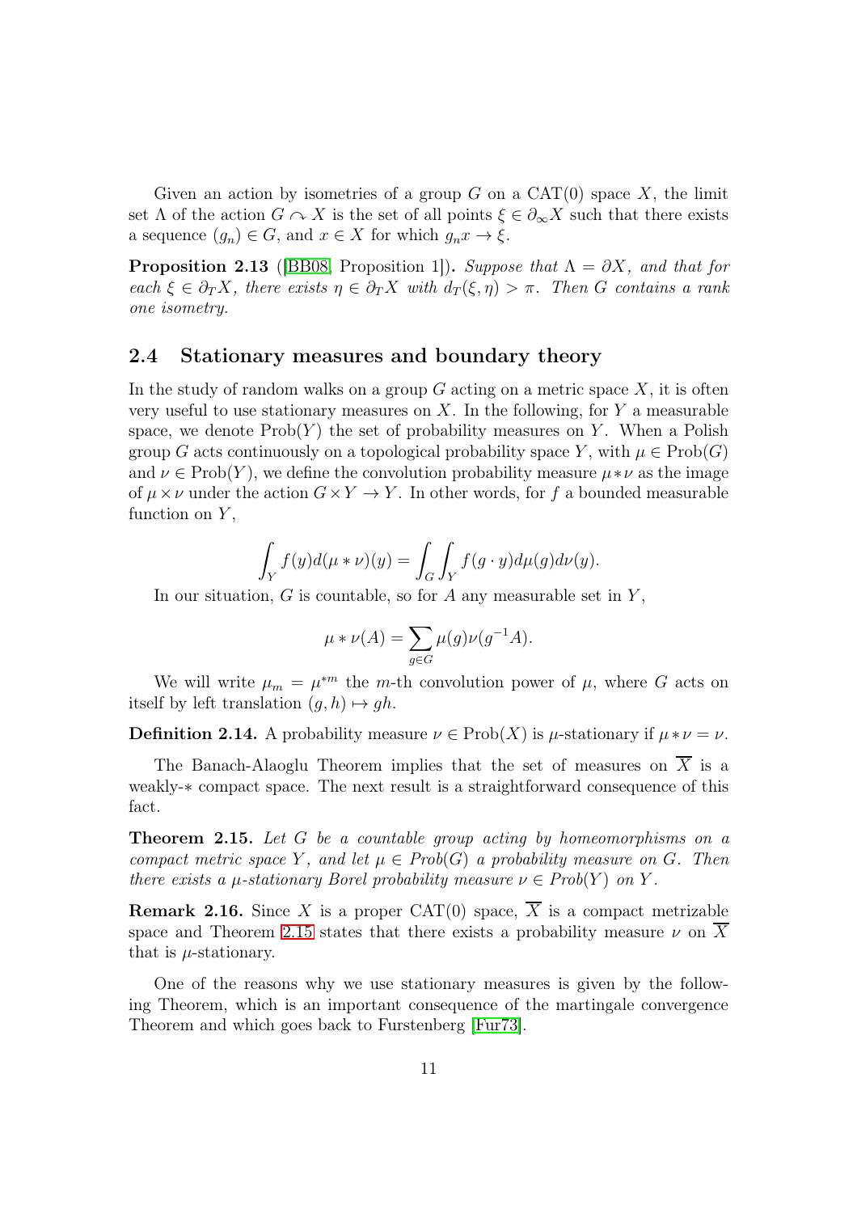Given an action by isometries of a group $G$ on a CAT(0) space $X$, the limit set $\Lambda$ of the action $G \curvearrowright X$ is the set of all points $\xi \in \partial_\infty X$ such that there exists a sequence $(g_n) \in G$, and $x \in X$ for which $g_n x \to \xi$.

**Proposition 2.13** ([BB08, Proposition 1]). *Suppose that $\Lambda = \partial X$, and that for each $\xi \in \partial_T X$, there exists $\eta \in \partial_T X$ with $d_T(\xi, \eta) > \pi$. Then $G$ contains a rank one isometry.*

## 2.4 Stationary measures and boundary theory

In the study of random walks on a group $G$ acting on a metric space $X$, it is often very useful to use stationary measures on $X$. In the following, for $Y$ a measurable space, we denote $\mathrm{Prob}(Y)$ the set of probability measures on $Y$. When a Polish group $G$ acts continuously on a topological probability space $Y$, with $\mu \in \mathrm{Prob}(G)$ and $\nu \in \mathrm{Prob}(Y)$, we define the convolution probability measure $\mu * \nu$ as the image of $\mu \times \nu$ under the action $G \times Y \to Y$. In other words, for $f$ a bounded measurable function on $Y$,

$$\int_Y f(y) d(\mu * \nu)(y) = \int_G \int_Y f(g \cdot y) d\mu(g) d\nu(y).$$

In our situation, $G$ is countable, so for $A$ any measurable set in $Y$,

$$\mu * \nu(A) = \sum_{g \in G} \mu(g) \nu(g^{-1} A).$$

We will write $\mu_m = \mu^{*m}$ the $m$-th convolution power of $\mu$, where $G$ acts on itself by left translation $(g, h) \mapsto gh$.

**Definition 2.14.** A probability measure $\nu \in \mathrm{Prob}(X)$ is $\mu$-stationary if $\mu * \nu = \nu$.

The Banach-Alaoglu Theorem implies that the set of measures on $\overline{X}$ is a weakly-$*$ compact space. The next result is a straightforward consequence of this fact.

**Theorem 2.15.** *Let $G$ be a countable group acting by homeomorphisms on a compact metric space $Y$, and let $\mu \in \mathrm{Prob}(G)$ a probability measure on $G$. Then there exists a $\mu$-stationary Borel probability measure $\nu \in \mathrm{Prob}(Y)$ on $Y$.*

**Remark 2.16.** Since $X$ is a proper CAT(0) space, $\overline{X}$ is a compact metrizable space and Theorem 2.15 states that there exists a probability measure $\nu$ on $\overline{X}$ that is $\mu$-stationary.

One of the reasons why we use stationary measures is given by the following Theorem, which is an important consequence of the martingale convergence Theorem and which goes back to Furstenberg [Fur73].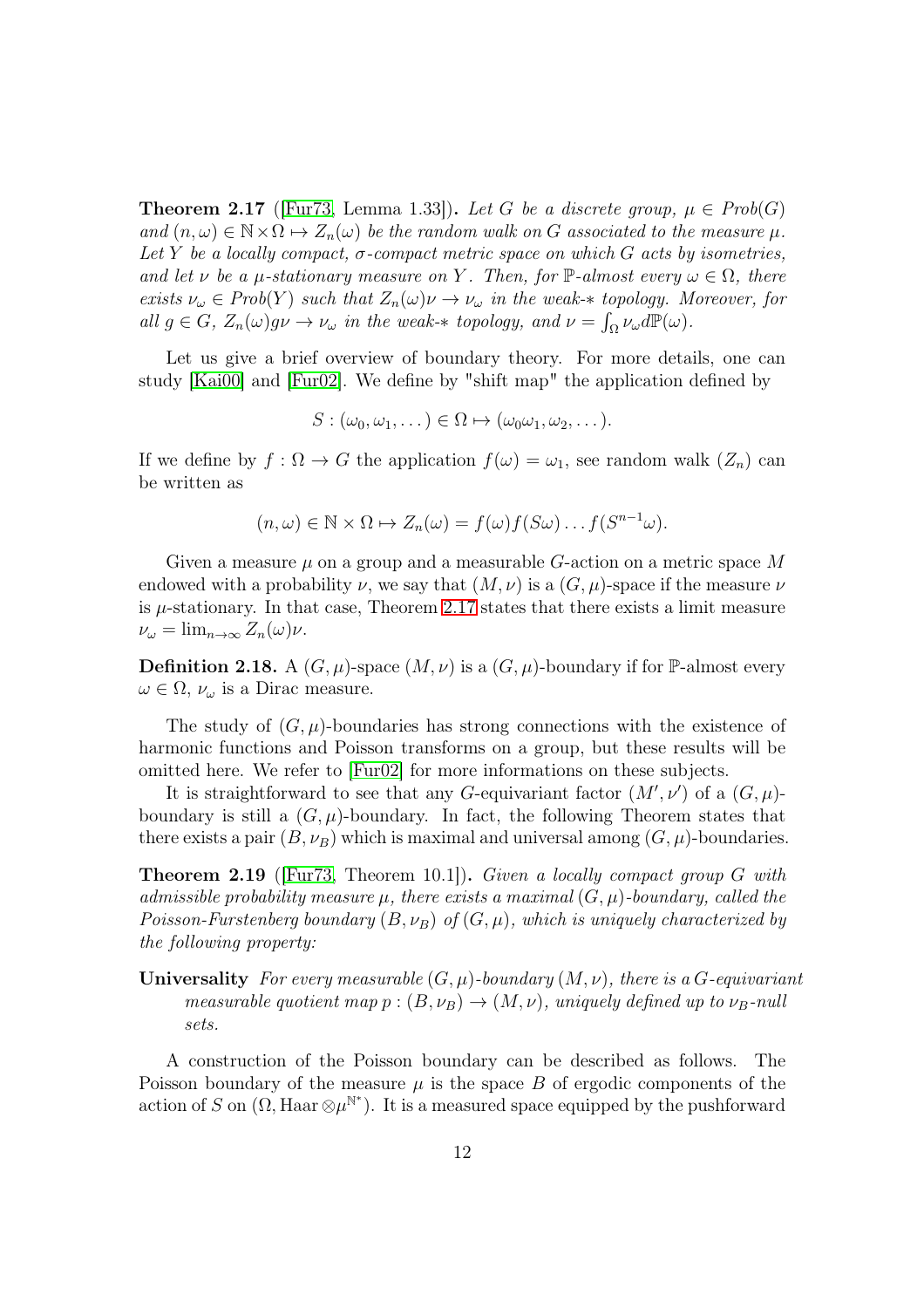**Theorem 2.17** ([Fur73, Lemma 1.33])**.** *Let $G$ be a discrete group, $\mu \in Prob(G)$ and $(n,\omega) \in \mathbb{N}\times\Omega \mapsto Z_n(\omega)$ be the random walk on $G$ associated to the measure $\mu$. Let $Y$ be a locally compact, $\sigma$-compact metric space on which $G$ acts by isometries, and let $\nu$ be a $\mu$-stationary measure on $Y$. Then, for $\mathbb{P}$-almost every $\omega \in \Omega$, there exists $\nu_\omega \in Prob(Y)$ such that $Z_n(\omega)\nu \to \nu_\omega$ in the weak-$*$ topology. Moreover, for all $g \in G$, $Z_n(\omega)g\nu \to \nu_\omega$ in the weak-$*$ topology, and $\nu = \int_\Omega \nu_\omega d\mathbb{P}(\omega)$.*

Let us give a brief overview of boundary theory. For more details, one can study [Kai00] and [Fur02]. We define by "shift map" the application defined by

$$S : (\omega_0, \omega_1, \dots) \in \Omega \mapsto (\omega_0\omega_1, \omega_2, \dots).$$

If we define by $f : \Omega \to G$ the application $f(\omega) = \omega_1$, see random walk $(Z_n)$ can be written as

$$(n,\omega) \in \mathbb{N}\times\Omega \mapsto Z_n(\omega) = f(\omega)f(S\omega)\dots f(S^{n-1}\omega).$$

Given a measure $\mu$ on a group and a measurable $G$-action on a metric space $M$ endowed with a probability $\nu$, we say that $(M,\nu)$ is a $(G,\mu)$-space if the measure $\nu$ is $\mu$-stationary. In that case, Theorem 2.17 states that there exists a limit measure $\nu_\omega = \lim_{n\to\infty} Z_n(\omega)\nu$.

**Definition 2.18.** A $(G,\mu)$-space $(M,\nu)$ is a $(G,\mu)$-boundary if for $\mathbb{P}$-almost every $\omega \in \Omega$, $\nu_\omega$ is a Dirac measure.

The study of $(G,\mu)$-boundaries has strong connections with the existence of harmonic functions and Poisson transforms on a group, but these results will be omitted here. We refer to [Fur02] for more informations on these subjects.

It is straightforward to see that any $G$-equivariant factor $(M',\nu')$ of a $(G,\mu)$-boundary is still a $(G,\mu)$-boundary. In fact, the following Theorem states that there exists a pair $(B,\nu_B)$ which is maximal and universal among $(G,\mu)$-boundaries.

**Theorem 2.19** ([Fur73, Theorem 10.1])**.** *Given a locally compact group $G$ with admissible probability measure $\mu$, there exists a maximal $(G,\mu)$-boundary, called the Poisson-Furstenberg boundary $(B,\nu_B)$ of $(G,\mu)$, which is uniquely characterized by the following property:*

**Universality** *For every measurable $(G,\mu)$-boundary $(M,\nu)$, there is a $G$-equivariant measurable quotient map $p : (B,\nu_B) \to (M,\nu)$, uniquely defined up to $\nu_B$-null sets.*

A construction of the Poisson boundary can be described as follows. The Poisson boundary of the measure $\mu$ is the space $B$ of ergodic components of the action of $S$ on $(\Omega, \mathrm{Haar}\otimes\mu^{\mathbb{N}^*})$. It is a measured space equipped by the pushforward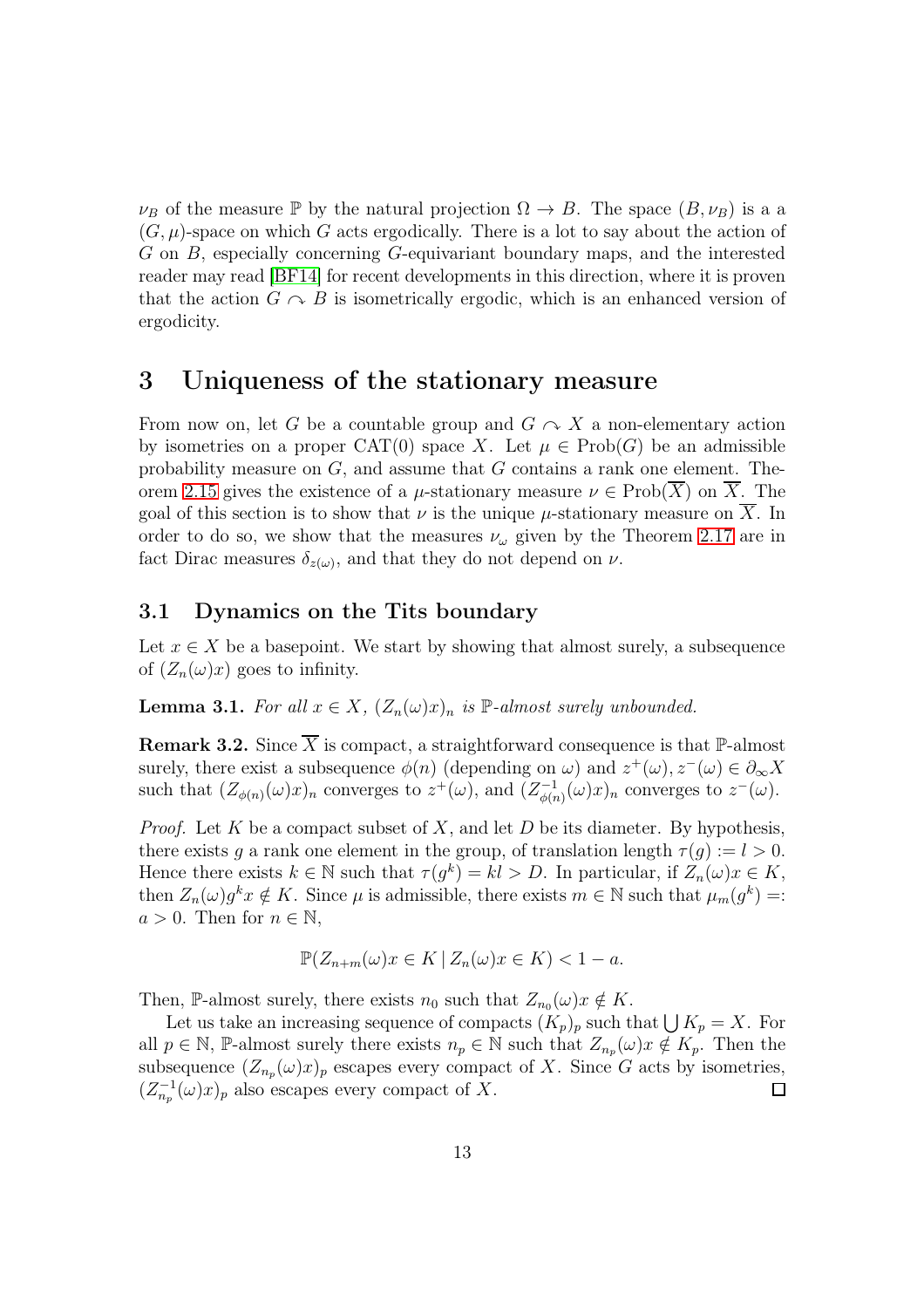$\nu_B$ of the measure $\mathbb{P}$ by the natural projection $\Omega \to B$. The space $(B, \nu_B)$ is a a $(G, \mu)$-space on which $G$ acts ergodically. There is a lot to say about the action of $G$ on $B$, especially concerning $G$-equivariant boundary maps, and the interested reader may read [BF14] for recent developments in this direction, where it is proven that the action $G \curvearrowright B$ is isometrically ergodic, which is an enhanced version of ergodicity.

## 3 Uniqueness of the stationary measure

From now on, let $G$ be a countable group and $G \curvearrowright X$ a non-elementary action by isometries on a proper CAT(0) space $X$. Let $\mu \in \mathrm{Prob}(G)$ be an admissible probability measure on $G$, and assume that $G$ contains a rank one element. Theorem 2.15 gives the existence of a $\mu$-stationary measure $\nu \in \mathrm{Prob}(\overline{X})$ on $\overline{X}$. The goal of this section is to show that $\nu$ is the unique $\mu$-stationary measure on $\overline{X}$. In order to do so, we show that the measures $\nu_\omega$ given by the Theorem 2.17 are in fact Dirac measures $\delta_{z(\omega)}$, and that they do not depend on $\nu$.

### 3.1 Dynamics on the Tits boundary

Let $x \in X$ be a basepoint. We start by showing that almost surely, a subsequence of $(Z_n(\omega)x)$ goes to infinity.

**Lemma 3.1.** *For all $x \in X$, $(Z_n(\omega)x)_n$ is $\mathbb{P}$-almost surely unbounded.*

**Remark 3.2.** Since $\overline{X}$ is compact, a straightforward consequence is that $\mathbb{P}$-almost surely, there exist a subsequence $\phi(n)$ (depending on $\omega$) and $z^+(\omega), z^-(\omega) \in \partial_\infty X$ such that $(Z_{\phi(n)}(\omega)x)_n$ converges to $z^+(\omega)$, and $(Z^{-1}_{\phi(n)}(\omega)x)_n$ converges to $z^-(\omega)$.

*Proof.* Let $K$ be a compact subset of $X$, and let $D$ be its diameter. By hypothesis, there exists $g$ a rank one element in the group, of translation length $\tau(g) := l > 0$. Hence there exists $k \in \mathbb{N}$ such that $\tau(g^k) = kl > D$. In particular, if $Z_n(\omega)x \in K$, then $Z_n(\omega)g^k x \notin K$. Since $\mu$ is admissible, there exists $m \in \mathbb{N}$ such that $\mu_m(g^k) =: a > 0$. Then for $n \in \mathbb{N}$,

$$\mathbb{P}(Z_{n+m}(\omega)x \in K \mid Z_n(\omega)x \in K) < 1 - a.$$

Then, $\mathbb{P}$-almost surely, there exists $n_0$ such that $Z_{n_0}(\omega)x \notin K$.

Let us take an increasing sequence of compacts $(K_p)_p$ such that $\bigcup K_p = X$. For all $p \in \mathbb{N}$, $\mathbb{P}$-almost surely there exists $n_p \in \mathbb{N}$ such that $Z_{n_p}(\omega)x \notin K_p$. Then the subsequence $(Z_{n_p}(\omega)x)_p$ escapes every compact of $X$. Since $G$ acts by isometries, $(Z^{-1}_{n_p}(\omega)x)_p$ also escapes every compact of $X$. $\square$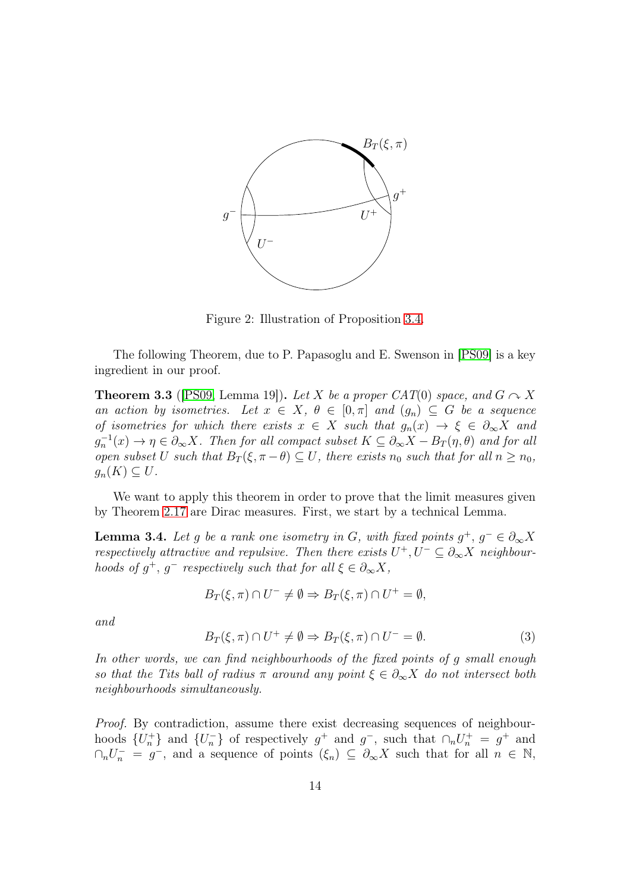Figure 2: Illustration of Proposition 3.4.

The following Theorem, due to P. Papasoglu and E. Swenson in [PS09] is a key ingredient in our proof.

**Theorem 3.3** ([PS09, Lemma 19]). *Let $X$ be a proper $CAT(0)$ space, and $G \curvearrowright X$ an action by isometries. Let $x \in X$, $\theta \in [0, \pi]$ and $(g_n) \subseteq G$ be a sequence of isometries for which there exists $x \in X$ such that $g_n(x) \to \xi \in \partial_\infty X$ and $g_n^{-1}(x) \to \eta \in \partial_\infty X$. Then for all compact subset $K \subseteq \partial_\infty X - B_T(\eta, \theta)$ and for all open subset $U$ such that $B_T(\xi, \pi - \theta) \subseteq U$, there exists $n_0$ such that for all $n \geq n_0$, $g_n(K) \subseteq U$.*

We want to apply this theorem in order to prove that the limit measures given by Theorem 2.17 are Dirac measures. First, we start by a technical Lemma.

**Lemma 3.4.** *Let $g$ be a rank one isometry in $G$, with fixed points $g^+$, $g^- \in \partial_\infty X$ respectively attractive and repulsive. Then there exists $U^+, U^- \subseteq \partial_\infty X$ neighbourhoods of $g^+$, $g^-$ respectively such that for all $\xi \in \partial_\infty X$,*

$$B_T(\xi, \pi) \cap U^- \neq \emptyset \Rightarrow B_T(\xi, \pi) \cap U^+ = \emptyset,$$

*and*

$$B_T(\xi, \pi) \cap U^+ \neq \emptyset \Rightarrow B_T(\xi, \pi) \cap U^- = \emptyset. \tag{3}$$

*In other words, we can find neighbourhoods of the fixed points of $g$ small enough so that the Tits ball of radius $\pi$ around any point $\xi \in \partial_\infty X$ do not intersect both neighbourhoods simultaneously.*

*Proof.* By contradiction, assume there exist decreasing sequences of neighbourhoods $\{U_n^+\}$ and $\{U_n^-\}$ of respectively $g^+$ and $g^-$, such that $\cap_n U_n^+ = g^+$ and $\cap_n U_n^- = g^-$, and a sequence of points $(\xi_n) \subseteq \partial_\infty X$ such that for all $n \in \mathbb{N}$,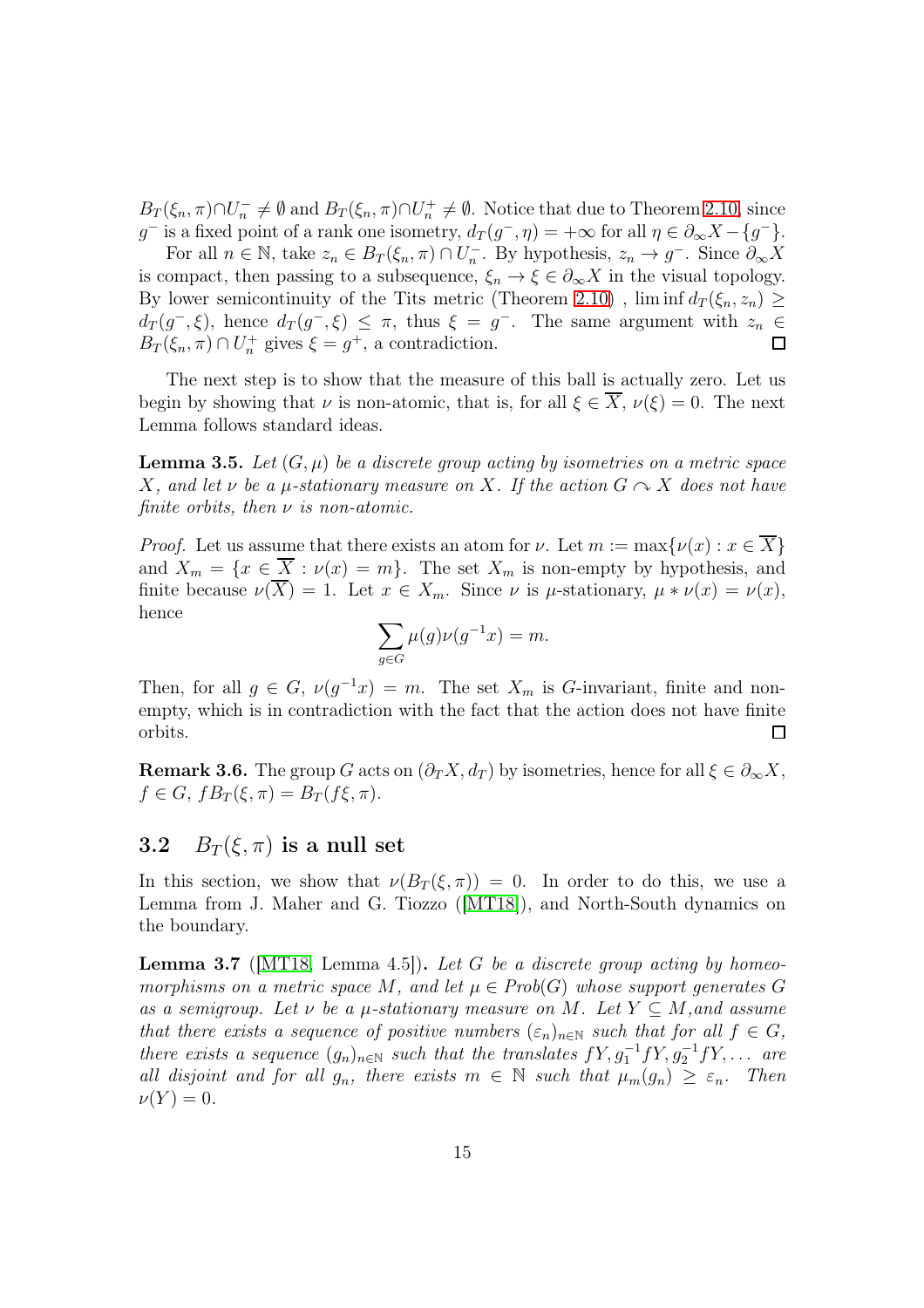$B_T(\xi_n, \pi) \cap U_n^- \neq \emptyset$ and $B_T(\xi_n, \pi) \cap U_n^+ \neq \emptyset$. Notice that due to Theorem 2.10, since $g^-$ is a fixed point of a rank one isometry, $d_T(g^-, \eta) = +\infty$ for all $\eta \in \partial_\infty X - \{g^-\}$.

For all $n \in \mathbb{N}$, take $z_n \in B_T(\xi_n, \pi) \cap U_n^-$. By hypothesis, $z_n \to g^-$. Since $\partial_\infty X$ is compact, then passing to a subsequence, $\xi_n \to \xi \in \partial_\infty X$ in the visual topology. By lower semicontinuity of the Tits metric (Theorem 2.10) , $\liminf d_T(\xi_n, z_n) \geq d_T(g^-, \xi)$, hence $d_T(g^-, \xi) \leq \pi$, thus $\xi = g^-$. The same argument with $z_n \in B_T(\xi_n, \pi) \cap U_n^+$ gives $\xi = g^+$, a contradiction. ◻

The next step is to show that the measure of this ball is actually zero. Let us begin by showing that $\nu$ is non-atomic, that is, for all $\xi \in \overline{X}$, $\nu(\xi) = 0$. The next Lemma follows standard ideas.

**Lemma 3.5.** *Let $(G, \mu)$ be a discrete group acting by isometries on a metric space $X$, and let $\nu$ be a $\mu$-stationary measure on $X$. If the action $G \curvearrowright X$ does not have finite orbits, then $\nu$ is non-atomic.*

*Proof.* Let us assume that there exists an atom for $\nu$. Let $m := \max\{\nu(x) : x \in \overline{X}\}$ and $X_m = \{x \in \overline{X} : \nu(x) = m\}$. The set $X_m$ is non-empty by hypothesis, and finite because $\nu(\overline{X}) = 1$. Let $x \in X_m$. Since $\nu$ is $\mu$-stationary, $\mu * \nu(x) = \nu(x)$, hence

$$\sum_{g \in G} \mu(g)\nu(g^{-1}x) = m.$$

Then, for all $g \in G$, $\nu(g^{-1}x) = m$. The set $X_m$ is $G$-invariant, finite and non-empty, which is in contradiction with the fact that the action does not have finite orbits. ◻

**Remark 3.6.** The group $G$ acts on $(\partial_T X, d_T)$ by isometries, hence for all $\xi \in \partial_\infty X$, $f \in G$, $fB_T(\xi, \pi) = B_T(f\xi, \pi)$.

## 3.2 $B_T(\xi, \pi)$ is a null set

In this section, we show that $\nu(B_T(\xi, \pi)) = 0$. In order to do this, we use a Lemma from J. Maher and G. Tiozzo ([MT18]), and North-South dynamics on the boundary.

**Lemma 3.7** ([MT18, Lemma 4.5])**.** *Let $G$ be a discrete group acting by homeomorphisms on a metric space $M$, and let $\mu \in Prob(G)$ whose support generates $G$ as a semigroup. Let $\nu$ be a $\mu$-stationary measure on $M$. Let $Y \subseteq M$,and assume that there exists a sequence of positive numbers $(\varepsilon_n)_{n \in \mathbb{N}}$ such that for all $f \in G$, there exists a sequence $(g_n)_{n \in \mathbb{N}}$ such that the translates $fY, g_1^{-1}fY, g_2^{-1}fY, \ldots$ are all disjoint and for all $g_n$, there exists $m \in \mathbb{N}$ such that $\mu_m(g_n) \geq \varepsilon_n$. Then $\nu(Y) = 0$.*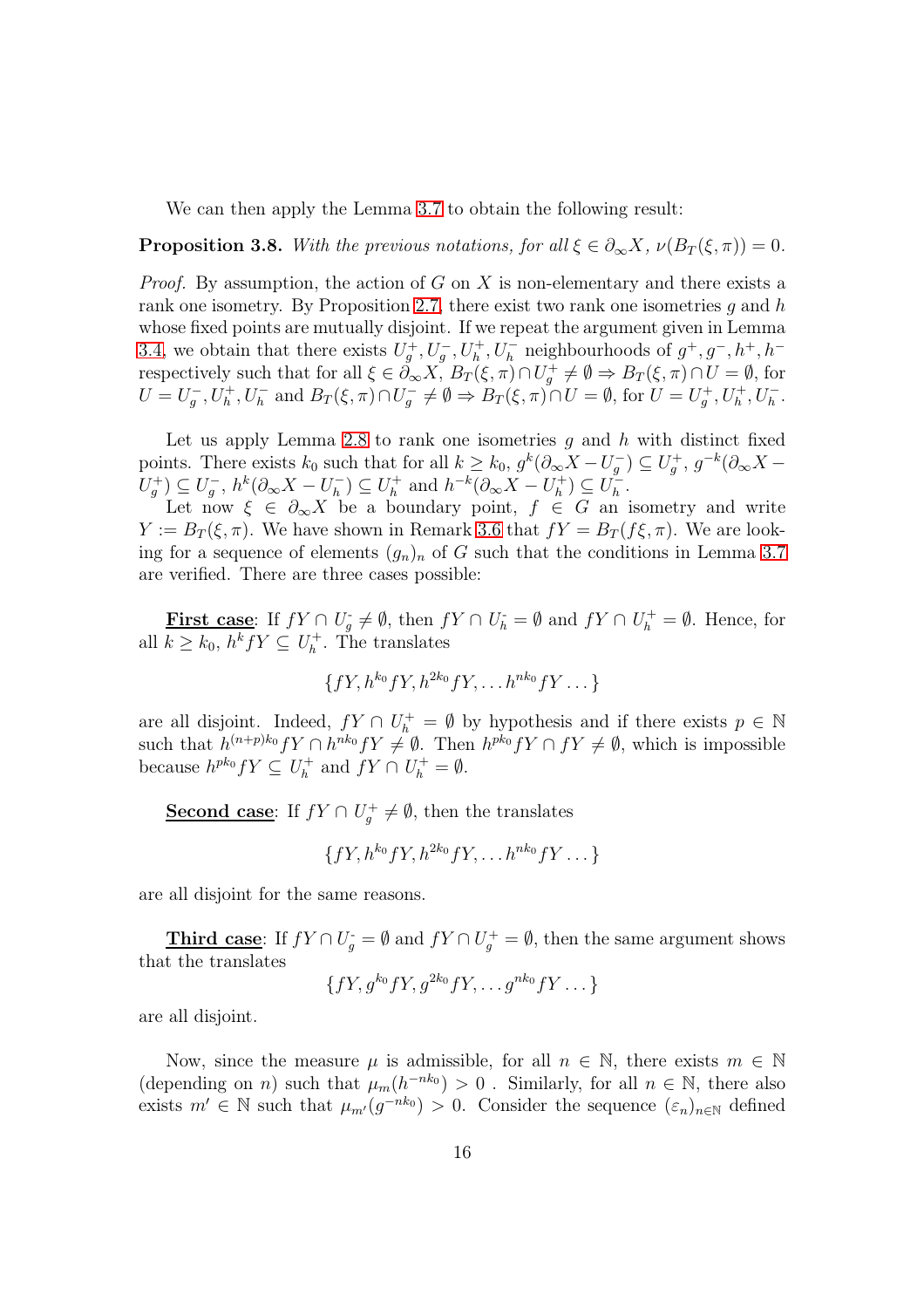We can then apply the Lemma 3.7 to obtain the following result:

**Proposition 3.8.** *With the previous notations, for all $\xi \in \partial_\infty X$, $\nu(B_T(\xi,\pi)) = 0$.*

*Proof.* By assumption, the action of $G$ on $X$ is non-elementary and there exists a rank one isometry. By Proposition 2.7, there exist two rank one isometries $g$ and $h$ whose fixed points are mutually disjoint. If we repeat the argument given in Lemma 3.4, we obtain that there exists $U_g^+, U_g^-, U_h^+, U_h^-$ neighbourhoods of $g^+, g^-, h^+, h^-$ respectively such that for all $\xi \in \partial_\infty X$, $B_T(\xi,\pi) \cap U_g^+ \neq \emptyset \Rightarrow B_T(\xi,\pi) \cap U = \emptyset$, for $U = U_g^-, U_h^+, U_h^-$ and $B_T(\xi,\pi) \cap U_g^- \neq \emptyset \Rightarrow B_T(\xi,\pi) \cap U = \emptyset$, for $U = U_g^+, U_h^+, U_h^-$.

Let us apply Lemma 2.8 to rank one isometries $g$ and $h$ with distinct fixed points. There exists $k_0$ such that for all $k \geq k_0$, $g^k(\partial_\infty X - U_g^-) \subseteq U_g^+$, $g^{-k}(\partial_\infty X - U_g^+) \subseteq U_g^-$, $h^k(\partial_\infty X - U_h^-) \subseteq U_h^+$ and $h^{-k}(\partial_\infty X - U_h^+) \subseteq U_h^-$.

Let now $\xi \in \partial_\infty X$ be a boundary point, $f \in G$ an isometry and write $Y := B_T(\xi,\pi)$. We have shown in Remark 3.6 that $fY = B_T(f\xi,\pi)$. We are looking for a sequence of elements $(g_n)_n$ of $G$ such that the conditions in Lemma 3.7 are verified. There are three cases possible:

**First case**: If $fY \cap U_g^- \neq \emptyset$, then $fY \cap U_h^- = \emptyset$ and $fY \cap U_h^+ = \emptyset$. Hence, for all $k \geq k_0$, $h^k fY \subseteq U_h^+$. The translates

$$\{fY, h^{k_0}fY, h^{2k_0}fY, \ldots h^{nk_0}fY \ldots\}$$

are all disjoint. Indeed, $fY \cap U_h^+ = \emptyset$ by hypothesis and if there exists $p \in \mathbb{N}$ such that $h^{(n+p)k_0}fY \cap h^{nk_0}fY \neq \emptyset$. Then $h^{pk_0}fY \cap fY \neq \emptyset$, which is impossible because $h^{pk_0}fY \subseteq U_h^+$ and $fY \cap U_h^+ = \emptyset$.

**Second case**: If $fY \cap U_g^+ \neq \emptyset$, then the translates

$$\{fY, h^{k_0}fY, h^{2k_0}fY, \ldots h^{nk_0}fY \ldots\}$$

are all disjoint for the same reasons.

**Third case**: If $fY \cap U_g^- = \emptyset$ and $fY \cap U_g^+ = \emptyset$, then the same argument shows that the translates

$$\{fY, g^{k_0}fY, g^{2k_0}fY, \ldots g^{nk_0}fY \ldots\}$$

are all disjoint.

Now, since the measure $\mu$ is admissible, for all $n \in \mathbb{N}$, there exists $m \in \mathbb{N}$ (depending on $n$) such that $\mu_m(h^{-nk_0}) > 0$ . Similarly, for all $n \in \mathbb{N}$, there also exists $m' \in \mathbb{N}$ such that $\mu_{m'}(g^{-nk_0}) > 0$. Consider the sequence $(\varepsilon_n)_{n\in\mathbb{N}}$ defined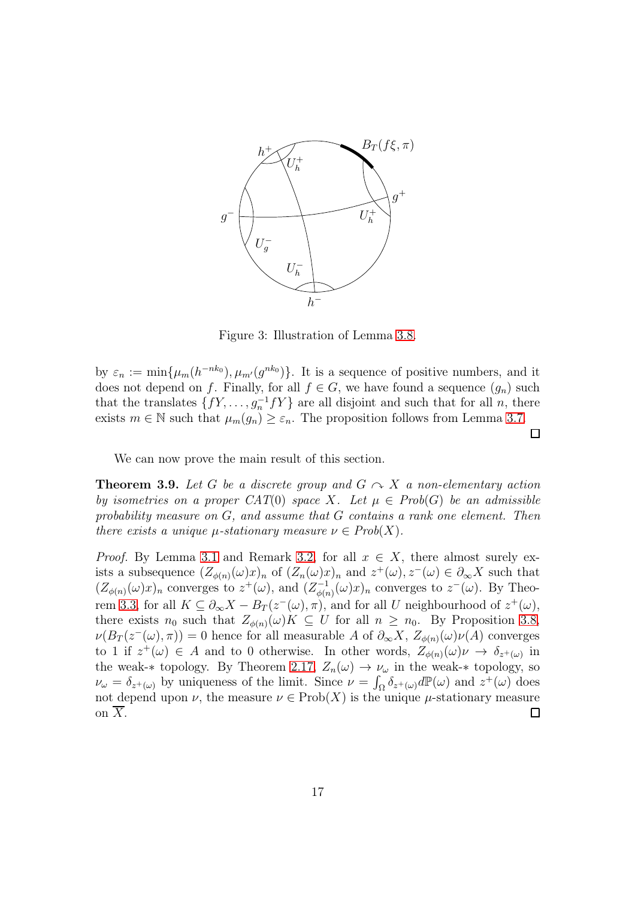Figure 3: Illustration of Lemma 3.8.

by $\varepsilon_n := \min\{\mu_m(h^{-nk_0}), \mu_{m'}(g^{nk_0})\}$. It is a sequence of positive numbers, and it does not depend on $f$. Finally, for all $f \in G$, we have found a sequence $(g_n)$ such that the translates $\{fY, \dots, g_n^{-1}fY\}$ are all disjoint and such that for all $n$, there exists $m \in \mathbb{N}$ such that $\mu_m(g_n) \geq \varepsilon_n$. The proposition follows from Lemma 3.7. □

We can now prove the main result of this section.

**Theorem 3.9.** *Let $G$ be a discrete group and $G \curvearrowright X$ a non-elementary action by isometries on a proper CAT(0) space $X$. Let $\mu \in Prob(G)$ be an admissible probability measure on $G$, and assume that $G$ contains a rank one element. Then there exists a unique $\mu$-stationary measure $\nu \in Prob(X)$.*

*Proof.* By Lemma 3.1 and Remark 3.2, for all $x \in X$, there almost surely exists a subsequence $(Z_{\phi(n)}(\omega)x)_n$ of $(Z_n(\omega)x)_n$ and $z^+(\omega), z^-(\omega) \in \partial_\infty X$ such that $(Z_{\phi(n)}(\omega)x)_n$ converges to $z^+(\omega)$, and $(Z^{-1}_{\phi(n)}(\omega)x)_n$ converges to $z^-(\omega)$. By Theorem 3.3, for all $K \subseteq \partial_\infty X - B_T(z^-(\omega), \pi)$, and for all $U$ neighbourhood of $z^+(\omega)$, there exists $n_0$ such that $Z_{\phi(n)}(\omega)K \subseteq U$ for all $n \geq n_0$. By Proposition 3.8, $\nu(B_T(z^-(\omega), \pi)) = 0$ hence for all measurable $A$ of $\partial_\infty X$, $Z_{\phi(n)}(\omega)\nu(A)$ converges to 1 if $z^+(\omega) \in A$ and to 0 otherwise. In other words, $Z_{\phi(n)}(\omega)\nu \to \delta_{z^+(\omega)}$ in the weak-$*$ topology. By Theorem 2.17, $Z_n(\omega) \to \nu_\omega$ in the weak-$*$ topology, so $\nu_\omega = \delta_{z^+(\omega)}$ by uniqueness of the limit. Since $\nu = \int_\Omega \delta_{z^+(\omega)} d\mathbb{P}(\omega)$ and $z^+(\omega)$ does not depend upon $\nu$, the measure $\nu \in \text{Prob}(X)$ is the unique $\mu$-stationary measure on $\overline{X}$. □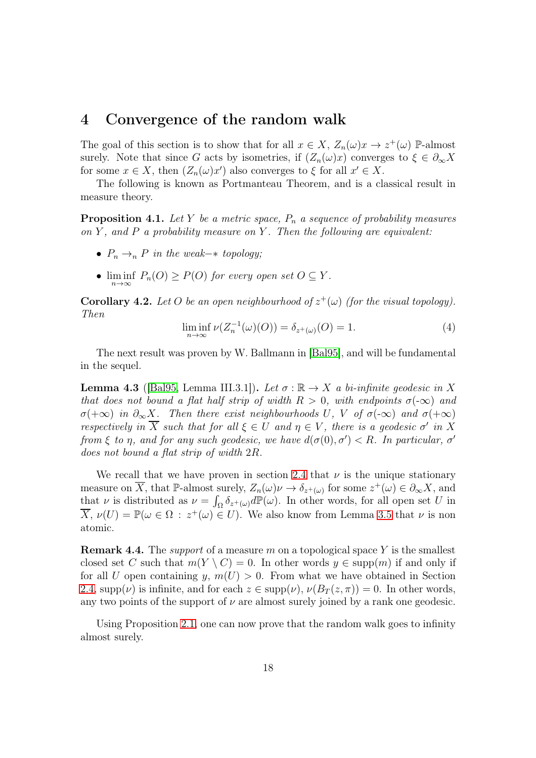# 4 Convergence of the random walk

The goal of this section is to show that for all $x \in X$, $Z_n(\omega)x \to z^+(\omega)$ $\mathbb{P}$-almost surely. Note that since $G$ acts by isometries, if $(Z_n(\omega)x)$ converges to $\xi \in \partial_\infty X$ for some $x \in X$, then $(Z_n(\omega)x')$ also converges to $\xi$ for all $x' \in X$.

The following is known as Portmanteau Theorem, and is a classical result in measure theory.

**Proposition 4.1.** *Let $Y$ be a metric space, $P_n$ a sequence of probability measures on $Y$, and $P$ a probability measure on $Y$. Then the following are equivalent:*

- *$P_n \to_n P$ in the weak$-*$ topology;*
- *$\liminf_{n\to\infty} P_n(O) \geq P(O)$ for every open set $O \subseteq Y$.*

**Corollary 4.2.** *Let $O$ be an open neighbourhood of $z^+(\omega)$ (for the visual topology). Then*

$$\liminf_{n\to\infty} \nu(Z_n^{-1}(\omega)(O)) = \delta_{z^+(\omega)}(O) = 1. \tag{4}$$

The next result was proven by W. Ballmann in [Bal95], and will be fundamental in the sequel.

**Lemma 4.3** ([Bal95, Lemma III.3.1])**.** *Let $\sigma : \mathbb{R} \to X$ a bi-infinite geodesic in $X$ that does not bound a flat half strip of width $R > 0$, with endpoints $\sigma(-\infty)$ and $\sigma(+\infty)$ in $\partial_\infty X$. Then there exist neighbourhoods $U$, $V$ of $\sigma(-\infty)$ and $\sigma(+\infty)$ respectively in $\overline{X}$ such that for all $\xi \in U$ and $\eta \in V$, there is a geodesic $\sigma'$ in $X$ from $\xi$ to $\eta$, and for any such geodesic, we have $d(\sigma(0), \sigma') < R$. In particular, $\sigma'$ does not bound a flat strip of width $2R$.*

We recall that we have proven in section 2.4 that $\nu$ is the unique stationary measure on $\overline{X}$, that $\mathbb{P}$-almost surely, $Z_n(\omega)\nu \to \delta_{z^+(\omega)}$ for some $z^+(\omega) \in \partial_\infty X$, and that $\nu$ is distributed as $\nu = \int_\Omega \delta_{z^+(\omega)} d\mathbb{P}(\omega)$. In other words, for all open set $U$ in $\overline{X}$, $\nu(U) = \mathbb{P}(\omega \in \Omega : z^+(\omega) \in U)$. We also know from Lemma 3.5 that $\nu$ is non atomic.

**Remark 4.4.** The *support* of a measure $m$ on a topological space $Y$ is the smallest closed set $C$ such that $m(Y \setminus C) = 0$. In other words $y \in \mathrm{supp}(m)$ if and only if for all $U$ open containing $y$, $m(U) > 0$. From what we have obtained in Section 2.4, $\mathrm{supp}(\nu)$ is infinite, and for each $z \in \mathrm{supp}(\nu)$, $\nu(B_T(z, \pi)) = 0$. In other words, any two points of the support of $\nu$ are almost surely joined by a rank one geodesic.

Using Proposition 2.1, one can now prove that the random walk goes to infinity almost surely.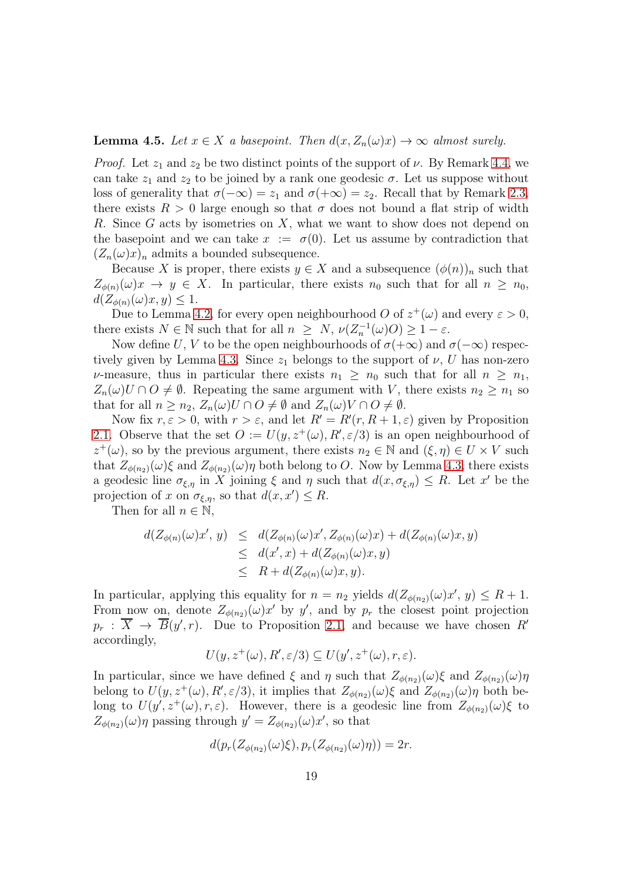**Lemma 4.5.** *Let $x \in X$ a basepoint. Then $d(x, Z_n(\omega)x) \to \infty$ almost surely.*

*Proof.* Let $z_1$ and $z_2$ be two distinct points of the support of $\nu$. By Remark 4.4, we can take $z_1$ and $z_2$ to be joined by a rank one geodesic $\sigma$. Let us suppose without loss of generality that $\sigma(-\infty) = z_1$ and $\sigma(+\infty) = z_2$. Recall that by Remark 2.3, there exists $R > 0$ large enough so that $\sigma$ does not bound a flat strip of width $R$. Since $G$ acts by isometries on $X$, what we want to show does not depend on the basepoint and we can take $x := \sigma(0)$. Let us assume by contradiction that $(Z_n(\omega)x)_n$ admits a bounded subsequence.

Because $X$ is proper, there exists $y \in X$ and a subsequence $(\phi(n))_n$ such that $Z_{\phi(n)}(\omega)x \to y \in X$. In particular, there exists $n_0$ such that for all $n \geq n_0$, $d(Z_{\phi(n)}(\omega)x, y) \leq 1$.

Due to Lemma 4.2, for every open neighbourhood $O$ of $z^+(\omega)$ and every $\varepsilon > 0$, there exists $N \in \mathbb{N}$ such that for all $n \geq N$, $\nu(Z_n^{-1}(\omega)O) \geq 1 - \varepsilon$.

Now define $U$, $V$ to be the open neighbourhoods of $\sigma(+\infty)$ and $\sigma(-\infty)$ respectively given by Lemma 4.3. Since $z_1$ belongs to the support of $\nu$, $U$ has non-zero $\nu$-measure, thus in particular there exists $n_1 \geq n_0$ such that for all $n \geq n_1$, $Z_n(\omega)U \cap O \neq \emptyset$. Repeating the same argument with $V$, there exists $n_2 \geq n_1$ so that for all $n \geq n_2$, $Z_n(\omega)U \cap O \neq \emptyset$ and $Z_n(\omega)V \cap O \neq \emptyset$.

Now fix $r, \varepsilon > 0$, with $r > \varepsilon$, and let $R' = R'(r, R+1, \varepsilon)$ given by Proposition 2.1. Observe that the set $O := U(y, z^+(\omega), R', \varepsilon/3)$ is an open neighbourhood of $z^+(\omega)$, so by the previous argument, there exists $n_2 \in \mathbb{N}$ and $(\xi, \eta) \in U \times V$ such that $Z_{\phi(n_2)}(\omega)\xi$ and $Z_{\phi(n_2)}(\omega)\eta$ both belong to $O$. Now by Lemma 4.3, there exists a geodesic line $\sigma_{\xi,\eta}$ in $X$ joining $\xi$ and $\eta$ such that $d(x, \sigma_{\xi,\eta}) \leq R$. Let $x'$ be the projection of $x$ on $\sigma_{\xi,\eta}$, so that $d(x, x') \leq R$.

Then for all $n \in \mathbb{N}$,

$$
\begin{aligned}
d(Z_{\phi(n)}(\omega)x',\, y) &\leq d(Z_{\phi(n)}(\omega)x', Z_{\phi(n)}(\omega)x) + d(Z_{\phi(n)}(\omega)x, y) \\
&\leq d(x', x) + d(Z_{\phi(n)}(\omega)x, y) \\
&\leq R + d(Z_{\phi(n)}(\omega)x, y).
\end{aligned}
$$

In particular, applying this equality for $n = n_2$ yields $d(Z_{\phi(n_2)}(\omega)x', y) \leq R + 1$. From now on, denote $Z_{\phi(n_2)}(\omega)x'$ by $y'$, and by $p_r$ the closest point projection $p_r : \overline{X} \to \overline{B}(y', r)$. Due to Proposition 2.1, and because we have chosen $R'$ accordingly,

$$U(y, z^+(\omega), R', \varepsilon/3) \subseteq U(y', z^+(\omega), r, \varepsilon).$$

In particular, since we have defined $\xi$ and $\eta$ such that $Z_{\phi(n_2)}(\omega)\xi$ and $Z_{\phi(n_2)}(\omega)\eta$ belong to $U(y, z^+(\omega), R', \varepsilon/3)$, it implies that $Z_{\phi(n_2)}(\omega)\xi$ and $Z_{\phi(n_2)}(\omega)\eta$ both belong to $U(y', z^+(\omega), r, \varepsilon)$. However, there is a geodesic line from $Z_{\phi(n_2)}(\omega)\xi$ to $Z_{\phi(n_2)}(\omega)\eta$ passing through $y' = Z_{\phi(n_2)}(\omega)x'$, so that

$$d(p_r(Z_{\phi(n_2)}(\omega)\xi), p_r(Z_{\phi(n_2)}(\omega)\eta)) = 2r.$$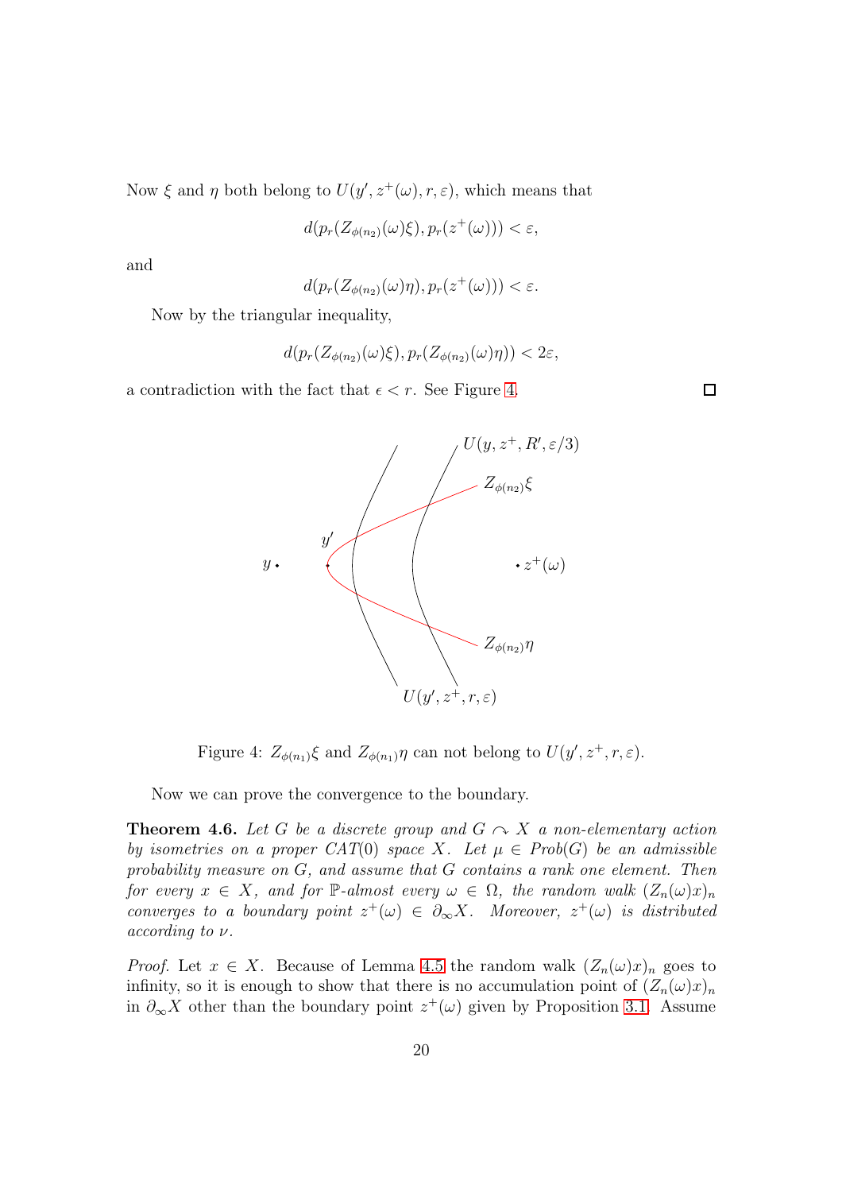Now $\xi$ and $\eta$ both belong to $U(y', z^+(\omega), r, \varepsilon)$, which means that

$$d(p_r(Z_{\phi(n_2)}(\omega)\xi), p_r(z^+(\omega))) < \varepsilon,$$

and

$$d(p_r(Z_{\phi(n_2)}(\omega)\eta), p_r(z^+(\omega))) < \varepsilon.$$

Now by the triangular inequality,

$$d(p_r(Z_{\phi(n_2)}(\omega)\xi), p_r(Z_{\phi(n_2)}(\omega)\eta)) < 2\varepsilon,$$

a contradiction with the fact that $\epsilon < r$. See Figure 4. □

Figure 4: $Z_{\phi(n_1)}\xi$ and $Z_{\phi(n_1)}\eta$ can not belong to $U(y', z^+, r, \varepsilon)$.

Now we can prove the convergence to the boundary.

**Theorem 4.6.** *Let $G$ be a discrete group and $G \curvearrowright X$ a non-elementary action by isometries on a proper CAT(0) space $X$. Let $\mu \in Prob(G)$ be an admissible probability measure on $G$, and assume that $G$ contains a rank one element. Then for every $x \in X$, and for $\mathbb{P}$-almost every $\omega \in \Omega$, the random walk $(Z_n(\omega)x)_n$ converges to a boundary point $z^+(\omega) \in \partial_\infty X$. Moreover, $z^+(\omega)$ is distributed according to $\nu$.*

*Proof.* Let $x \in X$. Because of Lemma 4.5 the random walk $(Z_n(\omega)x)_n$ goes to infinity, so it is enough to show that there is no accumulation point of $(Z_n(\omega)x)_n$ in $\partial_\infty X$ other than the boundary point $z^+(\omega)$ given by Proposition 3.1. Assume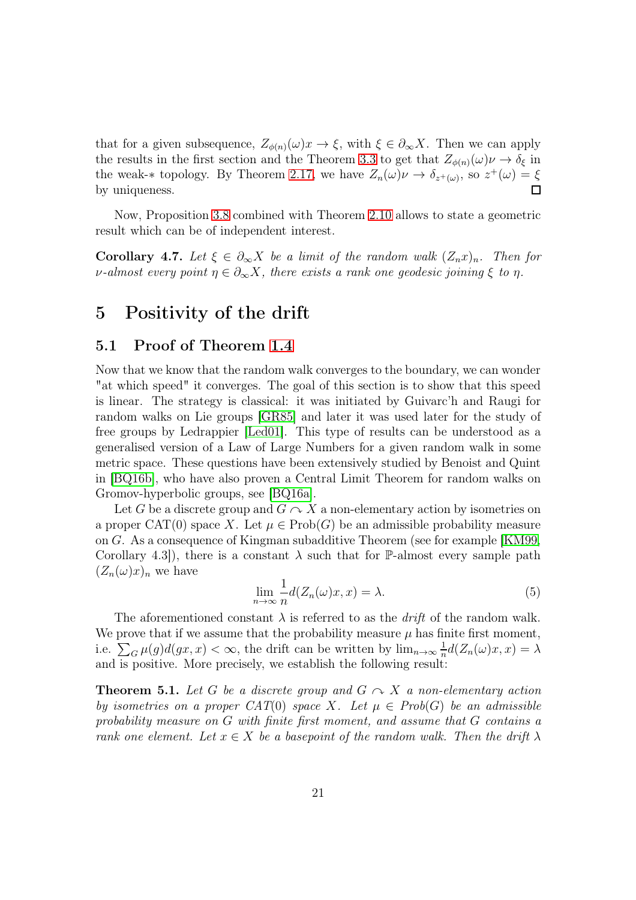that for a given subsequence, $Z_{\phi(n)}(\omega)x \to \xi$, with $\xi \in \partial_\infty X$. Then we can apply the results in the first section and the Theorem 3.3 to get that $Z_{\phi(n)}(\omega)\nu \to \delta_\xi$ in the weak-$*$ topology. By Theorem 2.17, we have $Z_n(\omega)\nu \to \delta_{z^+(\omega)}$, so $z^+(\omega) = \xi$ by uniqueness. □

Now, Proposition 3.8 combined with Theorem 2.10 allows to state a geometric result which can be of independent interest.

**Corollary 4.7.** *Let $\xi \in \partial_\infty X$ be a limit of the random walk $(Z_n x)_n$. Then for $\nu$-almost every point $\eta \in \partial_\infty X$, there exists a rank one geodesic joining $\xi$ to $\eta$.*

# 5 Positivity of the drift

## 5.1 Proof of Theorem 1.4

Now that we know that the random walk converges to the boundary, we can wonder "at which speed" it converges. The goal of this section is to show that this speed is linear. The strategy is classical: it was initiated by Guivarc'h and Raugi for random walks on Lie groups [GR85] and later it was used later for the study of free groups by Ledrappier [Led01]. This type of results can be understood as a generalised version of a Law of Large Numbers for a given random walk in some metric space. These questions have been extensively studied by Benoist and Quint in [BQ16b], who have also proven a Central Limit Theorem for random walks on Gromov-hyperbolic groups, see [BQ16a].

Let $G$ be a discrete group and $G \curvearrowright X$ a non-elementary action by isometries on a proper CAT(0) space $X$. Let $\mu \in \mathrm{Prob}(G)$ be an admissible probability measure on $G$. As a consequence of Kingman subadditive Theorem (see for example [KM99, Corollary 4.3]), there is a constant $\lambda$ such that for $\mathbb{P}$-almost every sample path $(Z_n(\omega)x)_n$ we have

$$\lim_{n\to\infty} \frac{1}{n} d(Z_n(\omega)x, x) = \lambda. \tag{5}$$

The aforementioned constant $\lambda$ is referred to as the *drift* of the random walk. We prove that if we assume that the probability measure $\mu$ has finite first moment, i.e. $\sum_G \mu(g)d(gx, x) < \infty$, the drift can be written by $\lim_{n\to\infty} \frac{1}{n} d(Z_n(\omega)x, x) = \lambda$ and is positive. More precisely, we establish the following result:

**Theorem 5.1.** *Let $G$ be a discrete group and $G \curvearrowright X$ a non-elementary action by isometries on a proper CAT(0) space $X$. Let $\mu \in \mathrm{Prob}(G)$ be an admissible probability measure on $G$ with finite first moment, and assume that $G$ contains a rank one element. Let $x \in X$ be a basepoint of the random walk. Then the drift $\lambda$*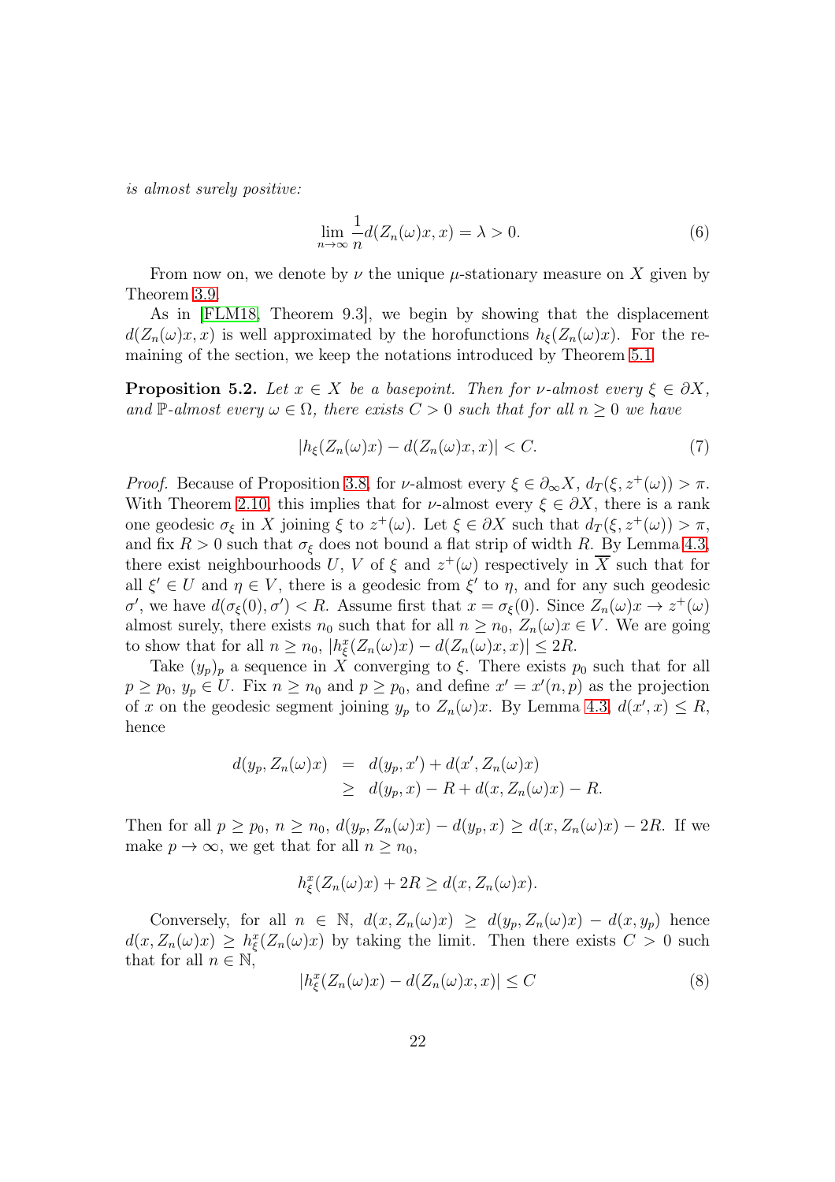*is almost surely positive:*

$$\lim_{n\to\infty} \frac{1}{n} d(Z_n(\omega)x, x) = \lambda > 0. \tag{6}$$

From now on, we denote by $\nu$ the unique $\mu$-stationary measure on $X$ given by Theorem 3.9.

As in [FLM18, Theorem 9.3], we begin by showing that the displacement $d(Z_n(\omega)x, x)$ is well approximated by the horofunctions $h_\xi(Z_n(\omega)x)$. For the remaining of the section, we keep the notations introduced by Theorem 5.1.

**Proposition 5.2.** *Let $x \in X$ be a basepoint. Then for $\nu$-almost every $\xi \in \partial X$, and $\mathbb{P}$-almost every $\omega \in \Omega$, there exists $C > 0$ such that for all $n \geq 0$ we have*

$$|h_\xi(Z_n(\omega)x) - d(Z_n(\omega)x, x)| < C. \tag{7}$$

*Proof.* Because of Proposition 3.8, for $\nu$-almost every $\xi \in \partial_\infty X$, $d_T(\xi, z^+(\omega)) > \pi$. With Theorem 2.10, this implies that for $\nu$-almost every $\xi \in \partial X$, there is a rank one geodesic $\sigma_\xi$ in $X$ joining $\xi$ to $z^+(\omega)$. Let $\xi \in \partial X$ such that $d_T(\xi, z^+(\omega)) > \pi$, and fix $R > 0$ such that $\sigma_\xi$ does not bound a flat strip of width $R$. By Lemma 4.3, there exist neighbourhoods $U$, $V$ of $\xi$ and $z^+(\omega)$ respectively in $\overline{X}$ such that for all $\xi' \in U$ and $\eta \in V$, there is a geodesic from $\xi'$ to $\eta$, and for any such geodesic $\sigma'$, we have $d(\sigma_\xi(0), \sigma') < R$. Assume first that $x = \sigma_\xi(0)$. Since $Z_n(\omega)x \to z^+(\omega)$ almost surely, there exists $n_0$ such that for all $n \geq n_0$, $Z_n(\omega)x \in V$. We are going to show that for all $n \geq n_0$, $|h^x_\xi(Z_n(\omega)x) - d(Z_n(\omega)x, x)| \leq 2R$.

Take $(y_p)_p$ a sequence in $X$ converging to $\xi$. There exists $p_0$ such that for all $p \geq p_0$, $y_p \in U$. Fix $n \geq n_0$ and $p \geq p_0$, and define $x' = x'(n, p)$ as the projection of $x$ on the geodesic segment joining $y_p$ to $Z_n(\omega)x$. By Lemma 4.3, $d(x', x) \leq R$, hence

$$\begin{aligned} d(y_p, Z_n(\omega)x) &= d(y_p, x') + d(x', Z_n(\omega)x) \\ &\geq d(y_p, x) - R + d(x, Z_n(\omega)x) - R. \end{aligned}$$

Then for all $p \geq p_0$, $n \geq n_0$, $d(y_p, Z_n(\omega)x) - d(y_p, x) \geq d(x, Z_n(\omega)x) - 2R$. If we make $p \to \infty$, we get that for all $n \geq n_0$,

$$h^x_\xi(Z_n(\omega)x) + 2R \geq d(x, Z_n(\omega)x).$$

Conversely, for all $n \in \mathbb{N}$, $d(x, Z_n(\omega)x) \geq d(y_p, Z_n(\omega)x) - d(x, y_p)$ hence $d(x, Z_n(\omega)x) \geq h^x_\xi(Z_n(\omega)x)$ by taking the limit. Then there exists $C > 0$ such that for all $n \in \mathbb{N}$,

$$|h^x_\xi(Z_n(\omega)x) - d(Z_n(\omega)x, x)| \leq C \tag{8}$$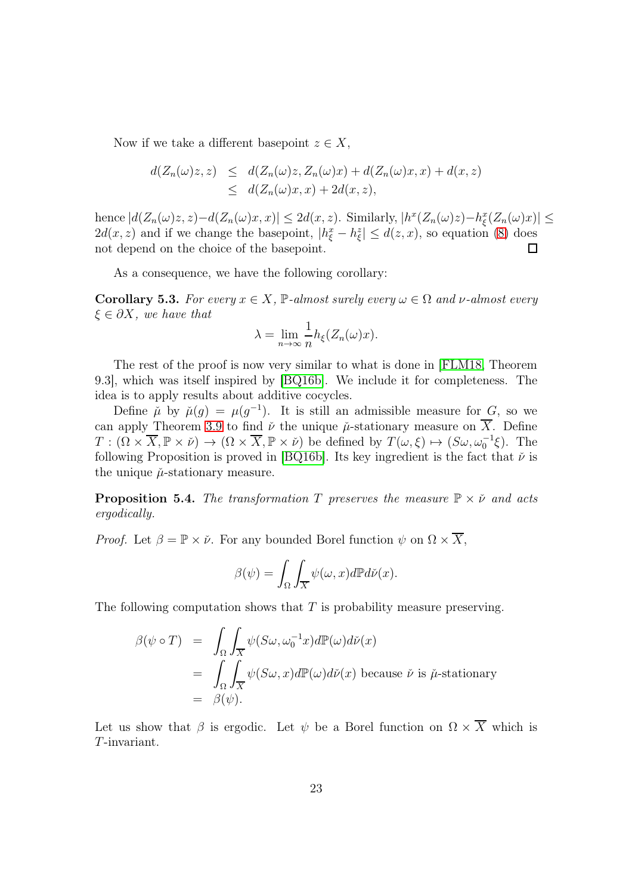Now if we take a different basepoint $z \in X$,

$$\begin{aligned} d(Z_n(\omega)z, z) &\leq d(Z_n(\omega)z, Z_n(\omega)x) + d(Z_n(\omega)x, x) + d(x, z) \\ &\leq d(Z_n(\omega)x, x) + 2d(x, z), \end{aligned}$$

hence $|d(Z_n(\omega)z, z) - d(Z_n(\omega)x, x)| \leq 2d(x, z)$. Similarly, $|h^x(Z_n(\omega)z) - h^x_\xi(Z_n(\omega)x)| \leq 2d(x, z)$ and if we change the basepoint, $|h^x_\xi - h^z_\xi| \leq d(z, x)$, so equation (8) does not depend on the choice of the basepoint. □

As a consequence, we have the following corollary:

**Corollary 5.3.** *For every $x \in X$, $\mathbb{P}$-almost surely every $\omega \in \Omega$ and $\nu$-almost every $\xi \in \partial X$, we have that*

$$\lambda = \lim_{n\to\infty} \frac{1}{n} h_\xi(Z_n(\omega)x).$$

The rest of the proof is now very similar to what is done in [FLM18] Theorem 9.3], which was itself inspired by [BQ16b]. We include it for completeness. The idea is to apply results about additive cocycles.

Define $\check{\mu}$ by $\check{\mu}(g) = \mu(g^{-1})$. It is still an admissible measure for $G$, so we can apply Theorem 3.9 to find $\check{\nu}$ the unique $\check{\mu}$-stationary measure on $\overline{X}$. Define $T : (\Omega \times \overline{X}, \mathbb{P} \times \check{\nu}) \to (\Omega \times \overline{X}, \mathbb{P} \times \check{\nu})$ be defined by $T(\omega, \xi) \mapsto (S\omega, \omega_0^{-1}\xi)$. The following Proposition is proved in [BQ16b]. Its key ingredient is the fact that $\check{\nu}$ is the unique $\check{\mu}$-stationary measure.

**Proposition 5.4.** *The transformation $T$ preserves the measure $\mathbb{P} \times \check{\nu}$ and acts ergodically.*

*Proof.* Let $\beta = \mathbb{P} \times \check{\nu}$. For any bounded Borel function $\psi$ on $\Omega \times \overline{X}$,

$$\beta(\psi) = \int_\Omega \int_{\overline{X}} \psi(\omega, x) d\mathbb{P} d\check{\nu}(x).$$

The following computation shows that $T$ is probability measure preserving.

$$\begin{aligned} \beta(\psi \circ T) &= \int_\Omega \int_{\overline{X}} \psi(S\omega, \omega_0^{-1}x) d\mathbb{P}(\omega) d\check{\nu}(x) \\ &= \int_\Omega \int_{\overline{X}} \psi(S\omega, x) d\mathbb{P}(\omega) d\check{\nu}(x) \text{ because } \check{\nu} \text{ is } \check{\mu}\text{-stationary} \\ &= \beta(\psi). \end{aligned}$$

Let us show that $\beta$ is ergodic. Let $\psi$ be a Borel function on $\Omega \times \overline{X}$ which is $T$-invariant.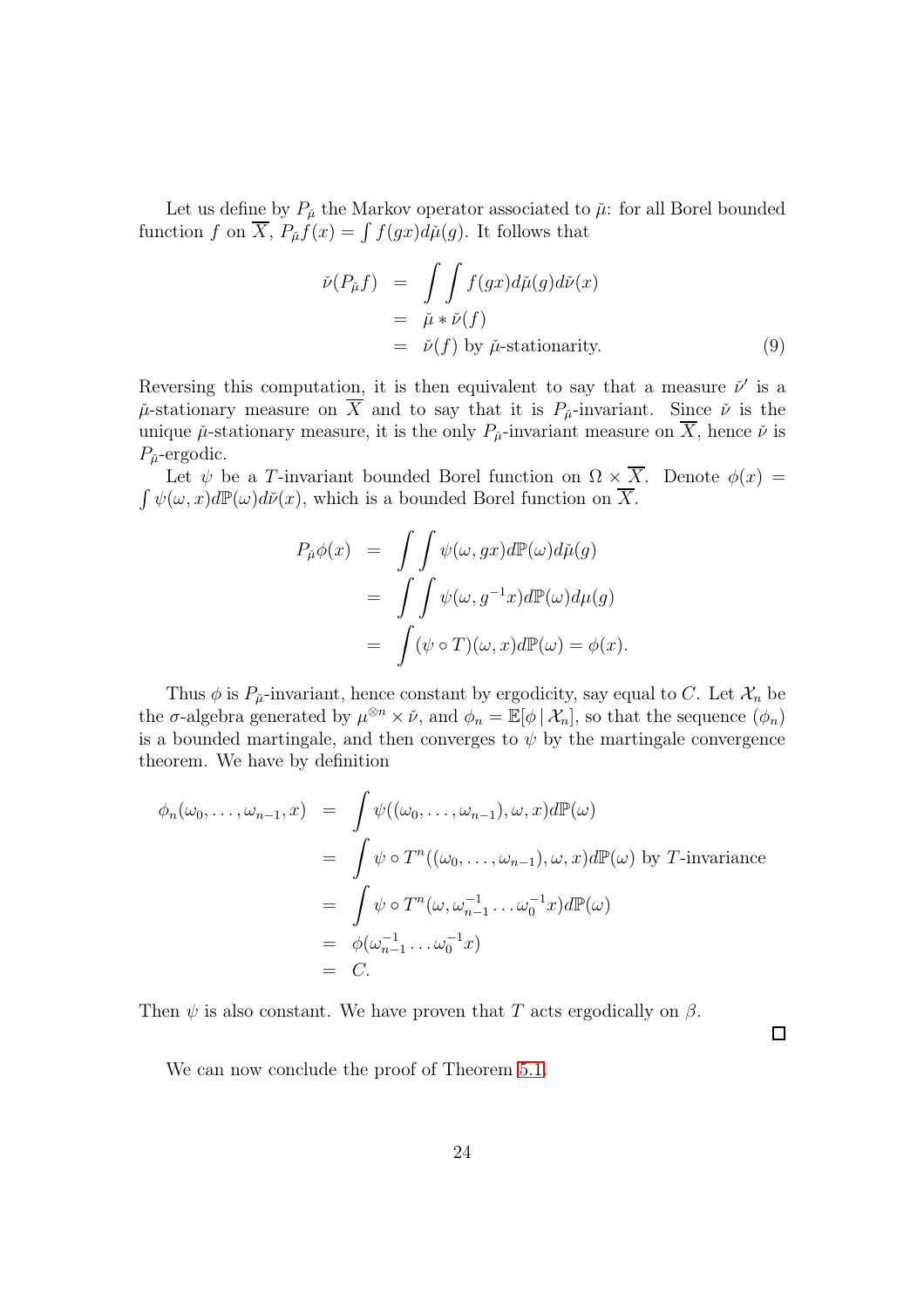Let us define by $P_{\check{\mu}}$ the Markov operator associated to $\check{\mu}$: for all Borel bounded function $f$ on $\overline{X}$, $P_{\check{\mu}}f(x) = \int f(gx)d\check{\mu}(g)$. It follows that

$$
\begin{aligned}
\check{\nu}(P_{\check{\mu}}f) &= \int\int f(gx)d\check{\mu}(g)d\check{\nu}(x) \\
&= \check{\mu} * \check{\nu}(f) \\
&= \check{\nu}(f) \text{ by } \check{\mu}\text{-stationarity.}
\end{aligned}
\tag{9}
$$

Reversing this computation, it is then equivalent to say that a measure $\check{\nu}'$ is a $\check{\mu}$-stationary measure on $\overline{X}$ and to say that it is $P_{\check{\mu}}$-invariant. Since $\check{\nu}$ is the unique $\check{\mu}$-stationary measure, it is the only $P_{\check{\mu}}$-invariant measure on $\overline{X}$, hence $\check{\nu}$ is $P_{\check{\mu}}$-ergodic.

Let $\psi$ be a $T$-invariant bounded Borel function on $\Omega \times \overline{X}$. Denote $\phi(x) = \int \psi(\omega, x)d\mathbb{P}(\omega)d\check{\nu}(x)$, which is a bounded Borel function on $\overline{X}$.

$$
\begin{aligned}
P_{\check{\mu}}\phi(x) &= \int\int \psi(\omega, gx)d\mathbb{P}(\omega)d\check{\mu}(g) \\
&= \int\int \psi(\omega, g^{-1}x)d\mathbb{P}(\omega)d\mu(g) \\
&= \int (\psi \circ T)(\omega, x)d\mathbb{P}(\omega) = \phi(x).
\end{aligned}
$$

Thus $\phi$ is $P_{\check{\mu}}$-invariant, hence constant by ergodicity, say equal to $C$. Let $\mathcal{X}_n$ be the $\sigma$-algebra generated by $\mu^{\otimes n} \times \check{\nu}$, and $\phi_n = \mathbb{E}[\phi \,|\, \mathcal{X}_n]$, so that the sequence $(\phi_n)$ is a bounded martingale, and then converges to $\psi$ by the martingale convergence theorem. We have by definition

$$
\begin{aligned}
\phi_n(\omega_0, \dots, \omega_{n-1}, x) &= \int \psi((\omega_0, \dots, \omega_{n-1}), \omega, x)d\mathbb{P}(\omega) \\
&= \int \psi \circ T^n((\omega_0, \dots, \omega_{n-1}), \omega, x)d\mathbb{P}(\omega) \text{ by } T\text{-invariance} \\
&= \int \psi \circ T^n(\omega, \omega_{n-1}^{-1} \dots \omega_0^{-1}x)d\mathbb{P}(\omega) \\
&= \phi(\omega_{n-1}^{-1} \dots \omega_0^{-1}x) \\
&= C.
\end{aligned}
$$

Then $\psi$ is also constant. We have proven that $T$ acts ergodically on $\beta$.

□

We can now conclude the proof of Theorem 5.1.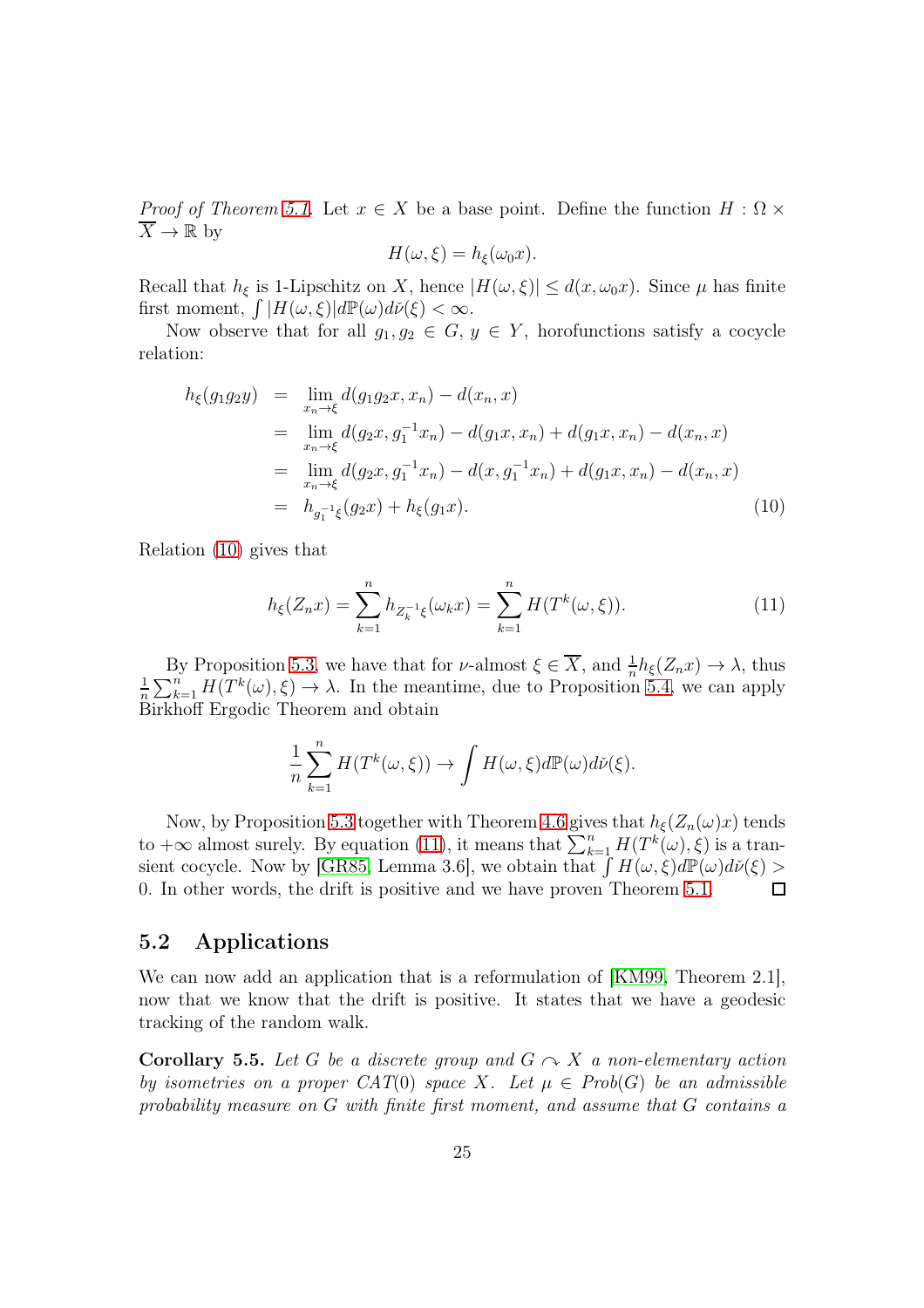*Proof of Theorem 5.1.* Let $x \in X$ be a base point. Define the function $H : \Omega \times \overline{X} \to \mathbb{R}$ by

$$H(\omega, \xi) = h_\xi(\omega_0 x).$$

Recall that $h_\xi$ is 1-Lipschitz on $X$, hence $|H(\omega, \xi)| \leq d(x, \omega_0 x)$. Since $\mu$ has finite first moment, $\int |H(\omega, \xi)| d\mathbb{P}(\omega) d\check{\nu}(\xi) < \infty$.

Now observe that for all $g_1, g_2 \in G$, $y \in Y$, horofunctions satisfy a cocycle relation:

$$\begin{aligned}
h_\xi(g_1 g_2 y) &= \lim_{x_n \to \xi} d(g_1 g_2 x, x_n) - d(x_n, x) \\
&= \lim_{x_n \to \xi} d(g_2 x, g_1^{-1} x_n) - d(g_1 x, x_n) + d(g_1 x, x_n) - d(x_n, x) \\
&= \lim_{x_n \to \xi} d(g_2 x, g_1^{-1} x_n) - d(x, g_1^{-1} x_n) + d(g_1 x, x_n) - d(x_n, x) \\
&= h_{g_1^{-1}\xi}(g_2 x) + h_\xi(g_1 x). \qquad (10)
\end{aligned}$$

Relation (10) gives that

$$h_\xi(Z_n x) = \sum_{k=1}^{n} h_{Z_k^{-1}\xi}(\omega_k x) = \sum_{k=1}^{n} H(T^k(\omega, \xi)). \qquad (11)$$

By Proposition 5.3, we have that for $\nu$-almost $\xi \in \overline{X}$, and $\frac{1}{n} h_\xi(Z_n x) \to \lambda$, thus $\frac{1}{n} \sum_{k=1}^{n} H(T^k(\omega), \xi) \to \lambda$. In the meantime, due to Proposition 5.4, we can apply Birkhoff Ergodic Theorem and obtain

$$\frac{1}{n} \sum_{k=1}^{n} H(T^k(\omega, \xi)) \to \int H(\omega, \xi) d\mathbb{P}(\omega) d\check{\nu}(\xi).$$

Now, by Proposition 5.3 together with Theorem 4.6 gives that $h_\xi(Z_n(\omega)x)$ tends to $+\infty$ almost surely. By equation (11), it means that $\sum_{k=1}^{n} H(T^k(\omega), \xi)$ is a transient cocycle. Now by [GR85, Lemma 3.6], we obtain that $\int H(\omega, \xi) d\mathbb{P}(\omega) d\check{\nu}(\xi) > 0$. In other words, the drift is positive and we have proven Theorem 5.1. ◻

## 5.2 Applications

We can now add an application that is a reformulation of [KM99, Theorem 2.1], now that we know that the drift is positive. It states that we have a geodesic tracking of the random walk.

**Corollary 5.5.** *Let $G$ be a discrete group and $G \curvearrowright X$ a non-elementary action by isometries on a proper CAT(0) space $X$. Let $\mu \in Prob(G)$ be an admissible probability measure on $G$ with finite first moment, and assume that $G$ contains a*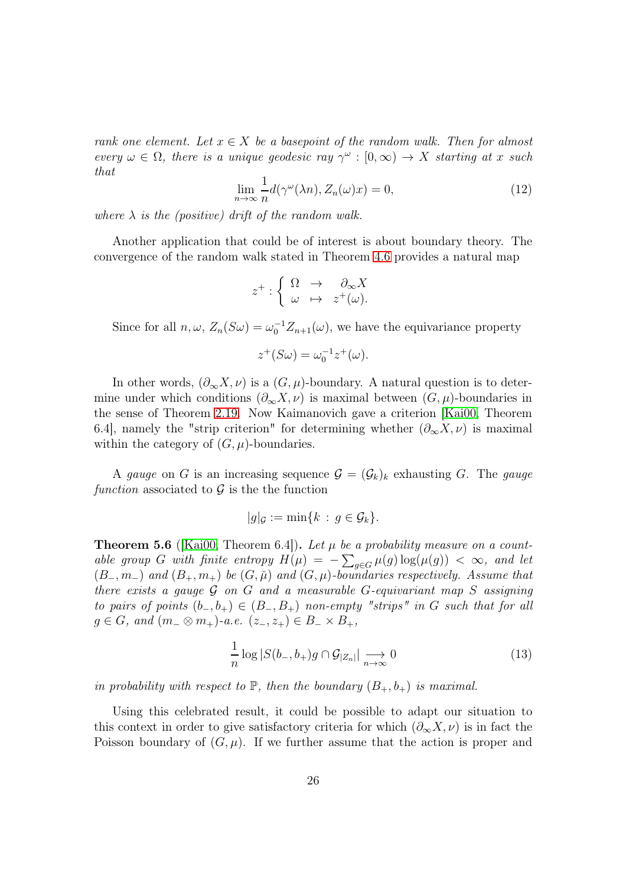*rank one element. Let $x \in X$ be a basepoint of the random walk. Then for almost every $\omega \in \Omega$, there is a unique geodesic ray $\gamma^\omega : [0, \infty) \to X$ starting at $x$ such that*

$$\lim_{n\to\infty} \frac{1}{n} d(\gamma^\omega(\lambda n), Z_n(\omega)x) = 0, \tag{12}$$

*where $\lambda$ is the (positive) drift of the random walk.*

Another application that could be of interest is about boundary theory. The convergence of the random walk stated in Theorem 4.6 provides a natural map

$$z^+ : \left\{ \begin{array}{ccc} \Omega & \to & \partial_\infty X \\ \omega & \mapsto & z^+(\omega). \end{array} \right.$$

Since for all $n, \omega$, $Z_n(S\omega) = \omega_0^{-1} Z_{n+1}(\omega)$, we have the equivariance property

$$z^+(S\omega) = \omega_0^{-1} z^+(\omega).$$

In other words, $(\partial_\infty X, \nu)$ is a $(G, \mu)$-boundary. A natural question is to determine under which conditions $(\partial_\infty X, \nu)$ is maximal between $(G, \mu)$-boundaries in the sense of Theorem 2.19. Now Kaimanovich gave a criterion [Kai00, Theorem 6.4], namely the "strip criterion" for determining whether $(\partial_\infty X, \nu)$ is maximal within the category of $(G, \mu)$-boundaries.

A *gauge* on $G$ is an increasing sequence $\mathcal{G} = (\mathcal{G}_k)_k$ exhausting $G$. The *gauge function* associated to $\mathcal{G}$ is the the function

$$|g|_{\mathcal{G}} := \min\{k \,:\, g \in \mathcal{G}_k\}.$$

**Theorem 5.6** ([Kai00, Theorem 6.4])**.** *Let $\mu$ be a probability measure on a countable group $G$ with finite entropy $H(\mu) = -\sum_{g\in G} \mu(g)\log(\mu(g)) < \infty$, and let $(B_-, m_-)$ and $(B_+, m_+)$ be $(G, \check{\mu})$ and $(G, \mu)$-boundaries respectively. Assume that there exists a gauge $\mathcal{G}$ on $G$ and a measurable $G$-equivariant map $S$ assigning to pairs of points $(b_-, b_+) \in (B_-, B_+)$ non-empty "strips" in $G$ such that for all $g \in G$, and $(m_- \otimes m_+)$-a.e. $(z_-, z_+) \in B_- \times B_+$,*

$$\frac{1}{n} \log |S(b_-, b_+)g \cap \mathcal{G}_{|Z_n|}| \underset{n\to\infty}{\longrightarrow} 0 \tag{13}$$

*in probability with respect to $\mathbb{P}$, then the boundary $(B_+, b_+)$ is maximal.*

Using this celebrated result, it could be possible to adapt our situation to this context in order to give satisfactory criteria for which $(\partial_\infty X, \nu)$ is in fact the Poisson boundary of $(G, \mu)$. If we further assume that the action is proper and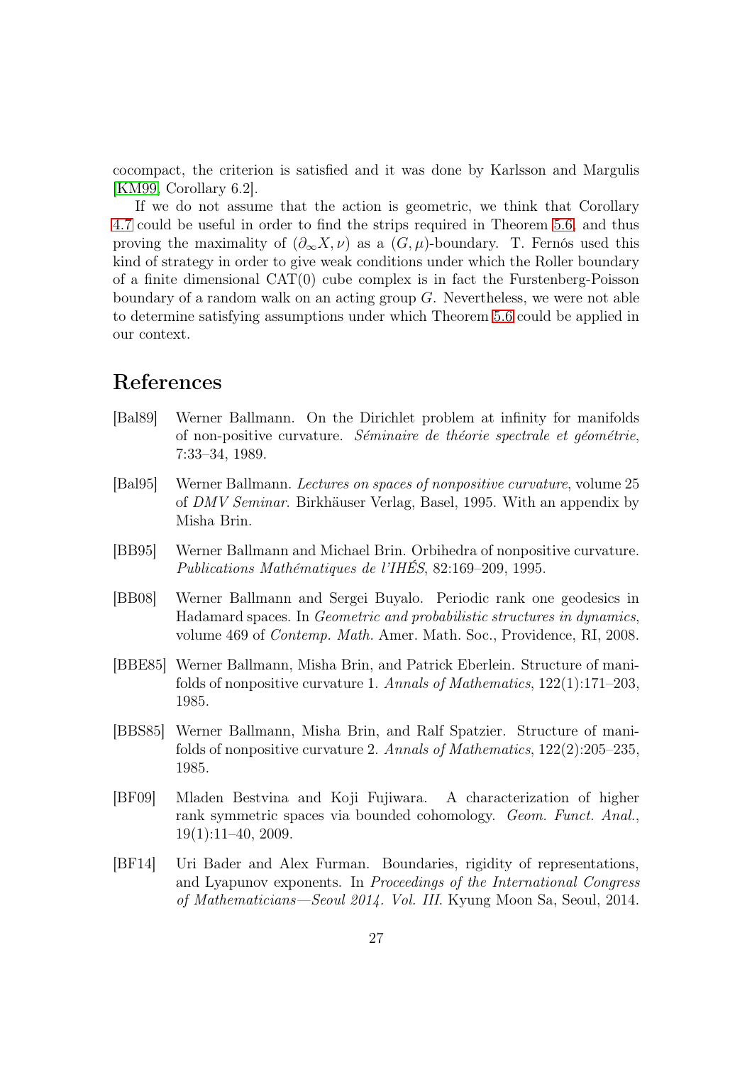cocompact, the criterion is satisfied and it was done by Karlsson and Margulis [KM99, Corollary 6.2].

If we do not assume that the action is geometric, we think that Corollary 4.7 could be useful in order to find the strips required in Theorem 5.6, and thus proving the maximality of $(\partial_\infty X, \nu)$ as a $(G, \mu)$-boundary. T. Fernós used this kind of strategy in order to give weak conditions under which the Roller boundary of a finite dimensional CAT(0) cube complex is in fact the Furstenberg-Poisson boundary of a random walk on an acting group $G$. Nevertheless, we were not able to determine satisfying assumptions under which Theorem 5.6 could be applied in our context.

# References

[Bal89] Werner Ballmann. On the Dirichlet problem at infinity for manifolds of non-positive curvature. *Séminaire de théorie spectrale et géométrie*, 7:33–34, 1989.

[Bal95] Werner Ballmann. *Lectures on spaces of nonpositive curvature*, volume 25 of *DMV Seminar*. Birkhäuser Verlag, Basel, 1995. With an appendix by Misha Brin.

[BB95] Werner Ballmann and Michael Brin. Orbihedra of nonpositive curvature. *Publications Mathématiques de l'IHÉS*, 82:169–209, 1995.

[BB08] Werner Ballmann and Sergei Buyalo. Periodic rank one geodesics in Hadamard spaces. In *Geometric and probabilistic structures in dynamics*, volume 469 of *Contemp. Math.* Amer. Math. Soc., Providence, RI, 2008.

[BBE85] Werner Ballmann, Misha Brin, and Patrick Eberlein. Structure of manifolds of nonpositive curvature 1. *Annals of Mathematics*, 122(1):171–203, 1985.

[BBS85] Werner Ballmann, Misha Brin, and Ralf Spatzier. Structure of manifolds of nonpositive curvature 2. *Annals of Mathematics*, 122(2):205–235, 1985.

[BF09] Mladen Bestvina and Koji Fujiwara. A characterization of higher rank symmetric spaces via bounded cohomology. *Geom. Funct. Anal.*, 19(1):11–40, 2009.

[BF14] Uri Bader and Alex Furman. Boundaries, rigidity of representations, and Lyapunov exponents. In *Proceedings of the International Congress of Mathematicians—Seoul 2014. Vol. III.* Kyung Moon Sa, Seoul, 2014.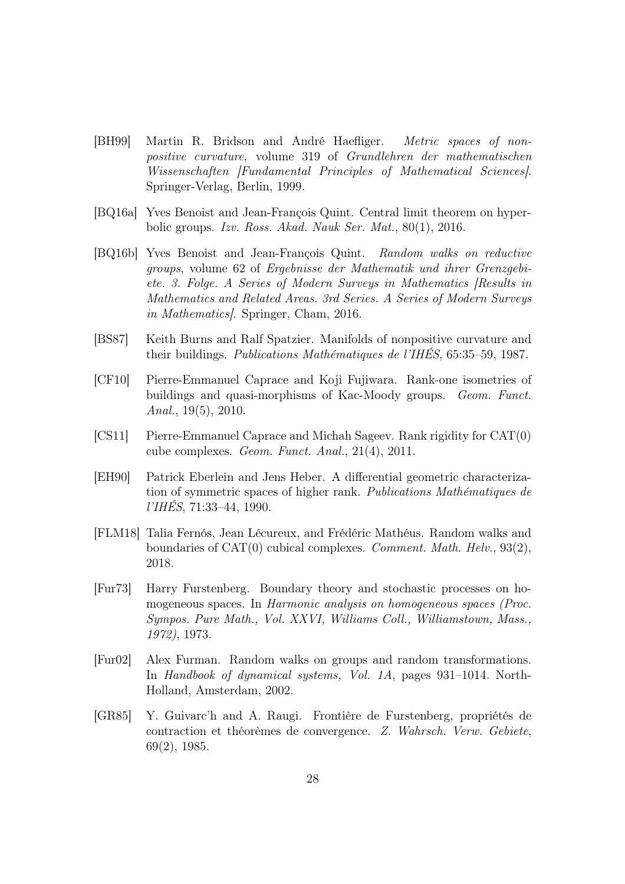[BH99] Martin R. Bridson and André Haefliger. *Metric spaces of non-positive curvature*, volume 319 of *Grundlehren der mathematischen Wissenschaften [Fundamental Principles of Mathematical Sciences]*. Springer-Verlag, Berlin, 1999.

[BQ16a] Yves Benoist and Jean-François Quint. Central limit theorem on hyperbolic groups. *Izv. Ross. Akad. Nauk Ser. Mat.*, 80(1), 2016.

[BQ16b] Yves Benoist and Jean-François Quint. *Random walks on reductive groups*, volume 62 of *Ergebnisse der Mathematik und ihrer Grenzgebiete. 3. Folge. A Series of Modern Surveys in Mathematics [Results in Mathematics and Related Areas. 3rd Series. A Series of Modern Surveys in Mathematics]*. Springer, Cham, 2016.

[BS87] Keith Burns and Ralf Spatzier. Manifolds of nonpositive curvature and their buildings. *Publications Mathématiques de l'IHÉS*, 65:35–59, 1987.

[CF10] Pierre-Emmanuel Caprace and Koji Fujiwara. Rank-one isometries of buildings and quasi-morphisms of Kac-Moody groups. *Geom. Funct. Anal.*, 19(5), 2010.

[CS11] Pierre-Emmanuel Caprace and Michah Sageev. Rank rigidity for CAT(0) cube complexes. *Geom. Funct. Anal.*, 21(4), 2011.

[EH90] Patrick Eberlein and Jens Heber. A differential geometric characterization of symmetric spaces of higher rank. *Publications Mathématiques de l'IHÉS*, 71:33–44, 1990.

[FLM18] Talia Fernós, Jean Lécureux, and Frédéric Mathéus. Random walks and boundaries of CAT(0) cubical complexes. *Comment. Math. Helv.*, 93(2), 2018.

[Fur73] Harry Furstenberg. Boundary theory and stochastic processes on homogeneous spaces. In *Harmonic analysis on homogeneous spaces (Proc. Sympos. Pure Math., Vol. XXVI, Williams Coll., Williamstown, Mass., 1972)*, 1973.

[Fur02] Alex Furman. Random walks on groups and random transformations. In *Handbook of dynamical systems, Vol. 1A*, pages 931–1014. North-Holland, Amsterdam, 2002.

[GR85] Y. Guivarc'h and A. Raugi. Frontière de Furstenberg, propriétés de contraction et théorèmes de convergence. *Z. Wahrsch. Verw. Gebiete*, 69(2), 1985.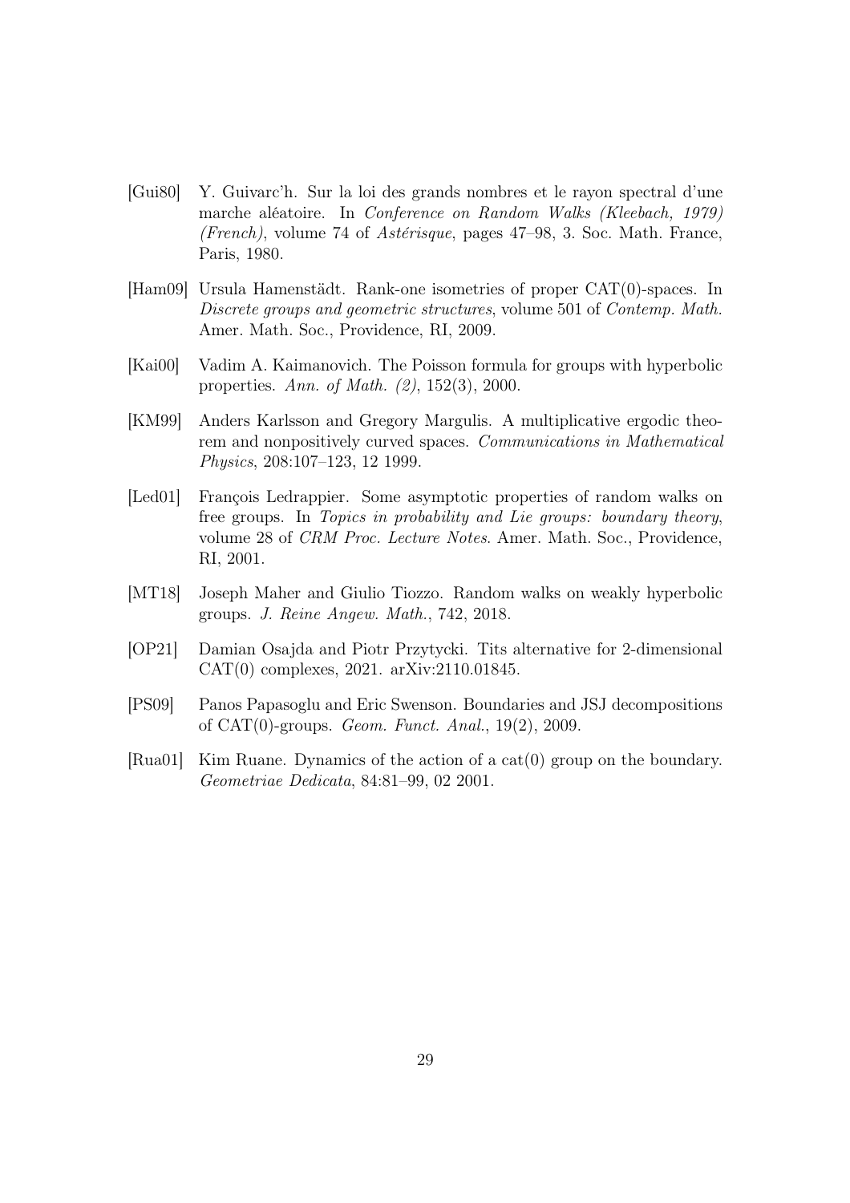[Gui80] Y. Guivarc'h. Sur la loi des grands nombres et le rayon spectral d'une marche aléatoire. In *Conference on Random Walks (Kleebach, 1979) (French)*, volume 74 of *Astérisque*, pages 47–98, 3. Soc. Math. France, Paris, 1980.

[Ham09] Ursula Hamenstädt. Rank-one isometries of proper CAT(0)-spaces. In *Discrete groups and geometric structures*, volume 501 of *Contemp. Math.* Amer. Math. Soc., Providence, RI, 2009.

[Kai00] Vadim A. Kaimanovich. The Poisson formula for groups with hyperbolic properties. *Ann. of Math. (2)*, 152(3), 2000.

[KM99] Anders Karlsson and Gregory Margulis. A multiplicative ergodic theorem and nonpositively curved spaces. *Communications in Mathematical Physics*, 208:107–123, 12 1999.

[Led01] François Ledrappier. Some asymptotic properties of random walks on free groups. In *Topics in probability and Lie groups: boundary theory*, volume 28 of *CRM Proc. Lecture Notes*. Amer. Math. Soc., Providence, RI, 2001.

[MT18] Joseph Maher and Giulio Tiozzo. Random walks on weakly hyperbolic groups. *J. Reine Angew. Math.*, 742, 2018.

[OP21] Damian Osajda and Piotr Przytycki. Tits alternative for 2-dimensional CAT(0) complexes, 2021. arXiv:2110.01845.

[PS09] Panos Papasoglu and Eric Swenson. Boundaries and JSJ decompositions of CAT(0)-groups. *Geom. Funct. Anal.*, 19(2), 2009.

[Rua01] Kim Ruane. Dynamics of the action of a cat(0) group on the boundary. *Geometriae Dedicata*, 84:81–99, 02 2001.